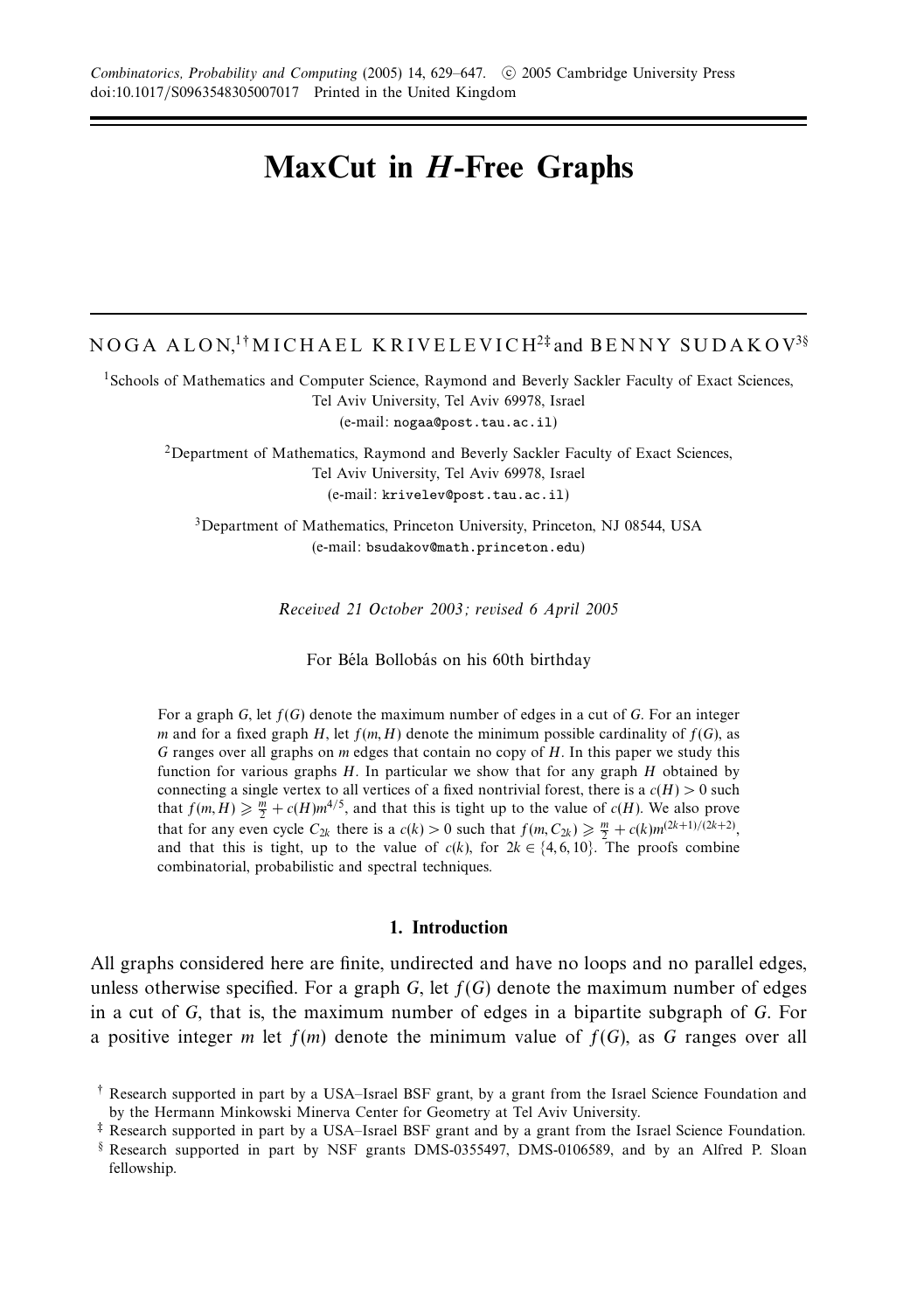# MaxCut in $H$-Free Graphs

NOGA ALON,[1†] MICHAEL KRIVELEVICH[2‡] and BENNY SUDAKOV[3§]

[1]Schools of Mathematics and Computer Science, Raymond and Beverly Sackler Faculty of Exact Sciences, Tel Aviv University, Tel Aviv 69978, Israel
(e-mail: nogaa@post.tau.ac.il)

[2]Department of Mathematics, Raymond and Beverly Sackler Faculty of Exact Sciences, Tel Aviv University, Tel Aviv 69978, Israel
(e-mail: krivelev@post.tau.ac.il)

[3]Department of Mathematics, Princeton University, Princeton, NJ 08544, USA
(e-mail: bsudakov@math.princeton.edu)

*Received 21 October 2003; revised 6 April 2005*

For Béla Bollobás on his 60th birthday

For a graph $G$, let $f(G)$ denote the maximum number of edges in a cut of $G$. For an integer $m$ and for a fixed graph $H$, let $f(m, H)$ denote the minimum possible cardinality of $f(G)$, as $G$ ranges over all graphs on $m$ edges that contain no copy of $H$. In this paper we study this function for various graphs $H$. In particular we show that for any graph $H$ obtained by connecting a single vertex to all vertices of a fixed nontrivial forest, there is a $c(H) > 0$ such that $f(m, H) \geqslant \frac{m}{2} + c(H)m^{4/5}$, and that this is tight up to the value of $c(H)$. We also prove that for any even cycle $C_{2k}$ there is a $c(k) > 0$ such that $f(m, C_{2k}) \geqslant \frac{m}{2} + c(k)m^{(2k+1)/(2k+2)}$, and that this is tight, up to the value of $c(k)$, for $2k \in \{4, 6, 10\}$. The proofs combine combinatorial, probabilistic and spectral techniques.

## 1. Introduction

All graphs considered here are finite, undirected and have no loops and no parallel edges, unless otherwise specified. For a graph $G$, let $f(G)$ denote the maximum number of edges in a cut of $G$, that is, the maximum number of edges in a bipartite subgraph of $G$. For a positive integer $m$ let $f(m)$ denote the minimum value of $f(G)$, as $G$ ranges over all

† Research supported in part by a USA–Israel BSF grant, by a grant from the Israel Science Foundation and by the Hermann Minkowski Minerva Center for Geometry at Tel Aviv University.

‡ Research supported in part by a USA–Israel BSF grant and by a grant from the Israel Science Foundation.

§ Research supported in part by NSF grants DMS-0355497, DMS-0106589, and by an Alfred P. Sloan fellowship.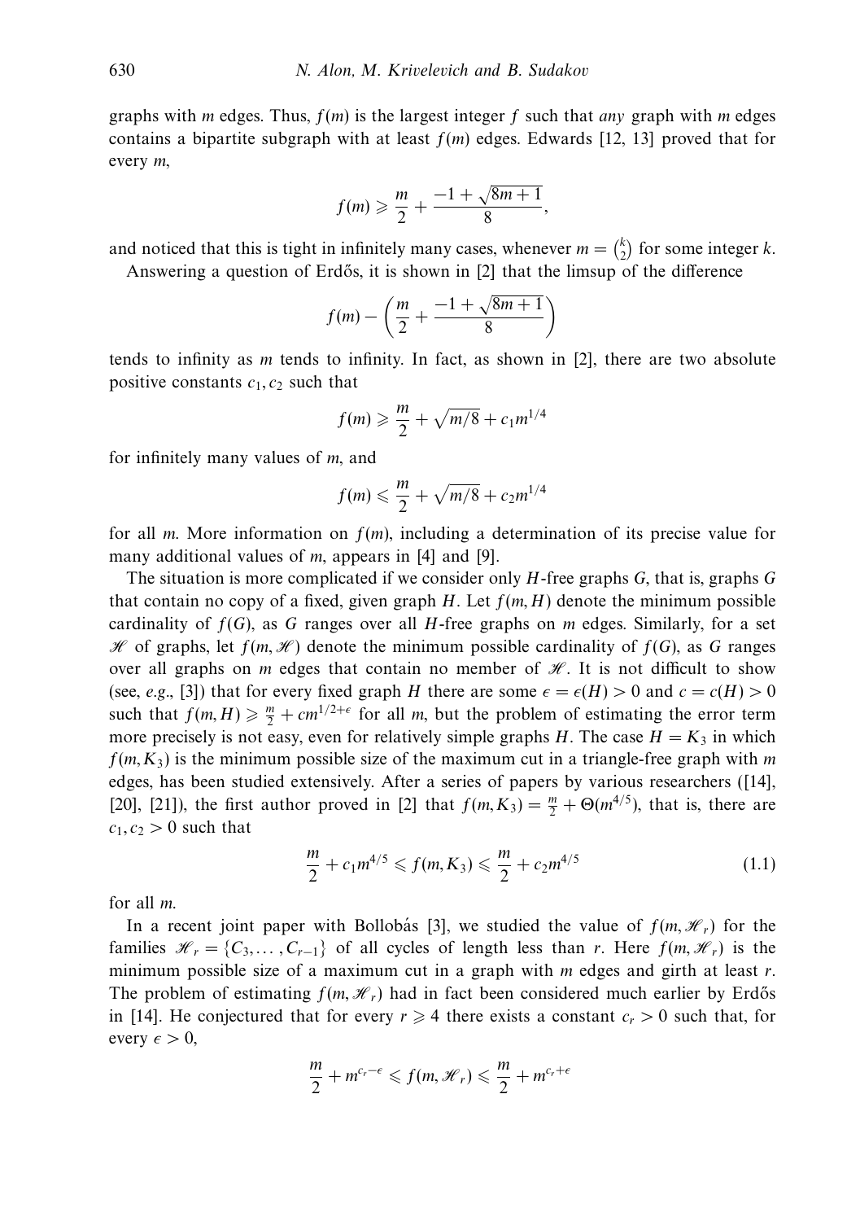graphs with $m$ edges. Thus, $f(m)$ is the largest integer $f$ such that *any* graph with $m$ edges contains a bipartite subgraph with at least $f(m)$ edges. Edwards [12, 13] proved that for every $m$,

$$f(m) \geqslant \frac{m}{2} + \frac{-1 + \sqrt{8m+1}}{8},$$

and noticed that this is tight in infinitely many cases, whenever $m = \binom{k}{2}$ for some integer $k$.

Answering a question of Erdős, it is shown in [2] that the limsup of the difference

$$f(m) - \left( \frac{m}{2} + \frac{-1 + \sqrt{8m+1}}{8} \right)$$

tends to infinity as $m$ tends to infinity. In fact, as shown in [2], there are two absolute positive constants $c_1, c_2$ such that

$$f(m) \geqslant \frac{m}{2} + \sqrt{m/8} + c_1 m^{1/4}$$

for infinitely many values of $m$, and

$$f(m) \leqslant \frac{m}{2} + \sqrt{m/8} + c_2 m^{1/4}$$

for all $m$. More information on $f(m)$, including a determination of its precise value for many additional values of $m$, appears in [4] and [9].

The situation is more complicated if we consider only $H$-free graphs $G$, that is, graphs $G$ that contain no copy of a fixed, given graph $H$. Let $f(m, H)$ denote the minimum possible cardinality of $f(G)$, as $G$ ranges over all $H$-free graphs on $m$ edges. Similarly, for a set $\mathscr{H}$ of graphs, let $f(m, \mathscr{H})$ denote the minimum possible cardinality of $f(G)$, as $G$ ranges over all graphs on $m$ edges that contain no member of $\mathscr{H}$. It is not difficult to show (see, *e.g.*, [3]) that for every fixed graph $H$ there are some $\epsilon = \epsilon(H) > 0$ and $c = c(H) > 0$ such that $f(m, H) \geqslant \frac{m}{2} + cm^{1/2+\epsilon}$ for all $m$, but the problem of estimating the error term more precisely is not easy, even for relatively simple graphs $H$. The case $H = K_3$ in which $f(m, K_3)$ is the minimum possible size of the maximum cut in a triangle-free graph with $m$ edges, has been studied extensively. After a series of papers by various researchers ([14], [20], [21]), the first author proved in [2] that $f(m, K_3) = \frac{m}{2} + \Theta(m^{4/5})$, that is, there are $c_1, c_2 > 0$ such that

$$\frac{m}{2} + c_1 m^{4/5} \leqslant f(m, K_3) \leqslant \frac{m}{2} + c_2 m^{4/5} \tag{1.1}$$

for all $m$.

In a recent joint paper with Bollobás [3], we studied the value of $f(m, \mathscr{H}_r)$ for the families $\mathscr{H}_r = \{C_3, \ldots, C_{r-1}\}$ of all cycles of length less than $r$. Here $f(m, \mathscr{H}_r)$ is the minimum possible size of a maximum cut in a graph with $m$ edges and girth at least $r$. The problem of estimating $f(m, \mathscr{H}_r)$ had in fact been considered much earlier by Erdős in [14]. He conjectured that for every $r \geqslant 4$ there exists a constant $c_r > 0$ such that, for every $\epsilon > 0$,

$$\frac{m}{2} + m^{c_r - \epsilon} \leqslant f(m, \mathscr{H}_r) \leqslant \frac{m}{2} + m^{c_r + \epsilon}$$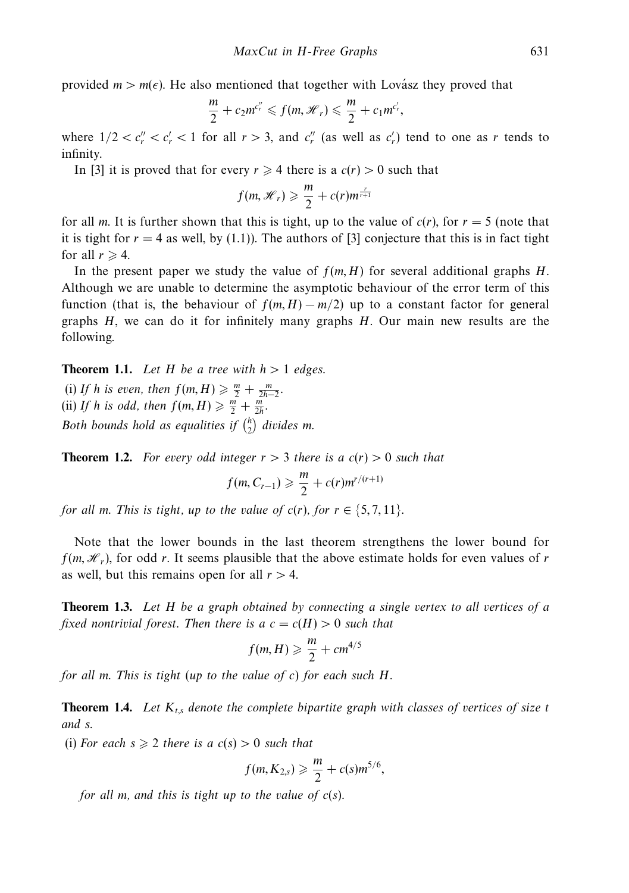provided $m > m(\epsilon)$. He also mentioned that together with Lovász they proved that

$$\frac{m}{2} + c_2 m^{c''_r} \leqslant f(m, \mathscr{H}_r) \leqslant \frac{m}{2} + c_1 m^{c'_r},$$

where $1/2 < c''_r < c'_r < 1$ for all $r > 3$, and $c''_r$ (as well as $c'_r$) tend to one as $r$ tends to infinity.

In [3] it is proved that for every $r \geqslant 4$ there is a $c(r) > 0$ such that

$$f(m, \mathscr{H}_r) \geqslant \frac{m}{2} + c(r) m^{\frac{r}{r+1}}$$

for all $m$. It is further shown that this is tight, up to the value of $c(r)$, for $r = 5$ (note that it is tight for $r = 4$ as well, by (1.1)). The authors of [3] conjecture that this is in fact tight for all $r \geqslant 4$.

In the present paper we study the value of $f(m, H)$ for several additional graphs $H$. Although we are unable to determine the asymptotic behaviour of the error term of this function (that is, the behaviour of $f(m, H) - m/2$) up to a constant factor for general graphs $H$, we can do it for infinitely many graphs $H$. Our main new results are the following.

**Theorem 1.1.** *Let $H$ be a tree with $h > 1$ edges.*
(i) *If $h$ is even, then $f(m, H) \geqslant \frac{m}{2} + \frac{m}{2h-2}$.*
(ii) *If $h$ is odd, then $f(m, H) \geqslant \frac{m}{2} + \frac{m}{2h}$.*
*Both bounds hold as equalities if $\binom{h}{2}$ divides $m$.*

**Theorem 1.2.** *For every odd integer $r > 3$ there is a $c(r) > 0$ such that*

$$f(m, C_{r-1}) \geqslant \frac{m}{2} + c(r) m^{r/(r+1)}$$

*for all $m$. This is tight, up to the value of $c(r)$, for $r \in \{5, 7, 11\}$.*

Note that the lower bounds in the last theorem strengthens the lower bound for $f(m, \mathscr{H}_r)$, for odd $r$. It seems plausible that the above estimate holds for even values of $r$ as well, but this remains open for all $r > 4$.

**Theorem 1.3.** *Let $H$ be a graph obtained by connecting a single vertex to all vertices of a fixed nontrivial forest. Then there is a $c = c(H) > 0$ such that*

$$f(m, H) \geqslant \frac{m}{2} + c m^{4/5}$$

*for all $m$. This is tight (up to the value of $c$) for each such $H$.*

**Theorem 1.4.** *Let $K_{t,s}$ denote the complete bipartite graph with classes of vertices of size $t$ and $s$.*
(i) *For each $s \geqslant 2$ there is a $c(s) > 0$ such that*

$$f(m, K_{2,s}) \geqslant \frac{m}{2} + c(s) m^{5/6},$$

*for all $m$, and this is tight up to the value of $c(s)$.*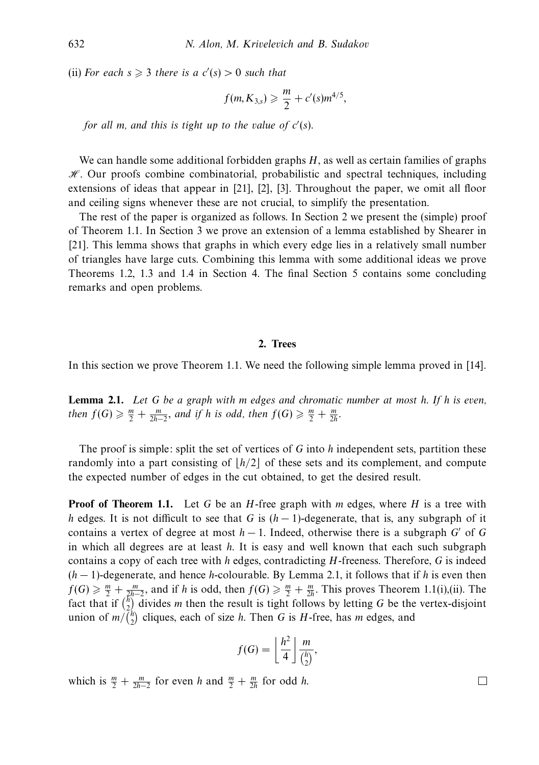(ii) *For each $s \geqslant 3$ there is a $c'(s) > 0$ such that*

$$f(m, K_{3,s}) \geqslant \frac{m}{2} + c'(s)m^{4/5},$$

*for all $m$, and this is tight up to the value of $c'(s)$.*

We can handle some additional forbidden graphs $H$, as well as certain families of graphs $\mathscr{H}$. Our proofs combine combinatorial, probabilistic and spectral techniques, including extensions of ideas that appear in [21], [2], [3]. Throughout the paper, we omit all floor and ceiling signs whenever these are not crucial, to simplify the presentation.

The rest of the paper is organized as follows. In Section 2 we present the (simple) proof of Theorem 1.1. In Section 3 we prove an extension of a lemma established by Shearer in [21]. This lemma shows that graphs in which every edge lies in a relatively small number of triangles have large cuts. Combining this lemma with some additional ideas we prove Theorems 1.2, 1.3 and 1.4 in Section 4. The final Section 5 contains some concluding remarks and open problems.

## 2. Trees

In this section we prove Theorem 1.1. We need the following simple lemma proved in [14].

**Lemma 2.1.** *Let $G$ be a graph with $m$ edges and chromatic number at most $h$. If $h$ is even, then $f(G) \geqslant \frac{m}{2} + \frac{m}{2h-2}$, and if $h$ is odd, then $f(G) \geqslant \frac{m}{2} + \frac{m}{2h}$.*

The proof is simple: split the set of vertices of $G$ into $h$ independent sets, partition these randomly into a part consisting of $\lfloor h/2 \rfloor$ of these sets and its complement, and compute the expected number of edges in the cut obtained, to get the desired result.

**Proof of Theorem 1.1.** Let $G$ be an $H$-free graph with $m$ edges, where $H$ is a tree with $h$ edges. It is not difficult to see that $G$ is $(h-1)$-degenerate, that is, any subgraph of it contains a vertex of degree at most $h-1$. Indeed, otherwise there is a subgraph $G'$ of $G$ in which all degrees are at least $h$. It is easy and well known that each such subgraph contains a copy of each tree with $h$ edges, contradicting $H$-freeness. Therefore, $G$ is indeed $(h-1)$-degenerate, and hence $h$-colourable. By Lemma 2.1, it follows that if $h$ is even then $f(G) \geqslant \frac{m}{2} + \frac{m}{2h-2}$, and if $h$ is odd, then $f(G) \geqslant \frac{m}{2} + \frac{m}{2h}$. This proves Theorem 1.1(i),(ii). The fact that if $\binom{h}{2}$ divides $m$ then the result is tight follows by letting $G$ be the vertex-disjoint union of $m/\binom{h}{2}$ cliques, each of size $h$. Then $G$ is $H$-free, has $m$ edges, and

$$f(G) = \left\lfloor \frac{h^2}{4} \right\rfloor \frac{m}{\binom{h}{2}},$$

which is $\frac{m}{2} + \frac{m}{2h-2}$ for even $h$ and $\frac{m}{2} + \frac{m}{2h}$ for odd $h$. □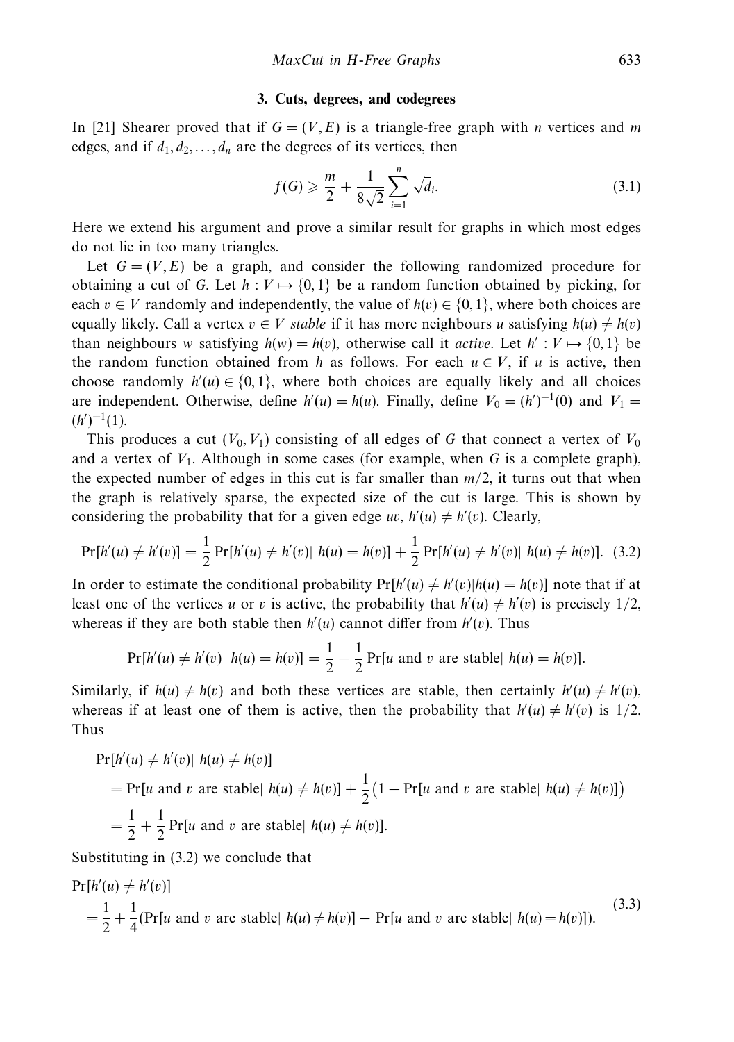### 3. Cuts, degrees, and codegrees

In [21] Shearer proved that if $G = (V, E)$ is a triangle-free graph with $n$ vertices and $m$ edges, and if $d_1, d_2, \ldots, d_n$ are the degrees of its vertices, then

$$f(G) \geqslant \frac{m}{2} + \frac{1}{8\sqrt{2}} \sum_{i=1}^{n} \sqrt{d_i}. \tag{3.1}$$

Here we extend his argument and prove a similar result for graphs in which most edges do not lie in too many triangles.

Let $G = (V, E)$ be a graph, and consider the following randomized procedure for obtaining a cut of $G$. Let $h : V \mapsto \{0, 1\}$ be a random function obtained by picking, for each $v \in V$ randomly and independently, the value of $h(v) \in \{0, 1\}$, where both choices are equally likely. Call a vertex $v \in V$ *stable* if it has more neighbours $u$ satisfying $h(u) \neq h(v)$ than neighbours $w$ satisfying $h(w) = h(v)$, otherwise call it *active*. Let $h' : V \mapsto \{0, 1\}$ be the random function obtained from $h$ as follows. For each $u \in V$, if $u$ is active, then choose randomly $h'(u) \in \{0, 1\}$, where both choices are equally likely and all choices are independent. Otherwise, define $h'(u) = h(u)$. Finally, define $V_0 = (h')^{-1}(0)$ and $V_1 = (h')^{-1}(1)$.

This produces a cut $(V_0, V_1)$ consisting of all edges of $G$ that connect a vertex of $V_0$ and a vertex of $V_1$. Although in some cases (for example, when $G$ is a complete graph), the expected number of edges in this cut is far smaller than $m/2$, it turns out that when the graph is relatively sparse, the expected size of the cut is large. This is shown by considering the probability that for a given edge $uv$, $h'(u) \neq h'(v)$. Clearly,

$$\Pr[h'(u) \neq h'(v)] = \frac{1}{2} \Pr[h'(u) \neq h'(v) |\; h(u) = h(v)] + \frac{1}{2} \Pr[h'(u) \neq h'(v) |\; h(u) \neq h(v)]. \tag{3.2}$$

In order to estimate the conditional probability $\Pr[h'(u) \neq h'(v) | h(u) = h(v)]$ note that if at least one of the vertices $u$ or $v$ is active, the probability that $h'(u) \neq h'(v)$ is precisely $1/2$, whereas if they are both stable then $h'(u)$ cannot differ from $h'(v)$. Thus

$$\Pr[h'(u) \neq h'(v) |\; h(u) = h(v)] = \frac{1}{2} - \frac{1}{2} \Pr[u \text{ and } v \text{ are stable} |\; h(u) = h(v)].$$

Similarly, if $h(u) \neq h(v)$ and both these vertices are stable, then certainly $h'(u) \neq h'(v)$, whereas if at least one of them is active, then the probability that $h'(u) \neq h'(v)$ is $1/2$. Thus

$$\begin{aligned}
&\Pr[h'(u) \neq h'(v) |\; h(u) \neq h(v)] \\
&= \Pr[u \text{ and } v \text{ are stable} |\; h(u) \neq h(v)] + \frac{1}{2}\big(1 - \Pr[u \text{ and } v \text{ are stable} |\; h(u) \neq h(v)]\big) \\
&= \frac{1}{2} + \frac{1}{2} \Pr[u \text{ and } v \text{ are stable} |\; h(u) \neq h(v)].
\end{aligned}$$

Substituting in (3.2) we conclude that

$$\begin{aligned}
&\Pr[h'(u) \neq h'(v)] \\
&= \frac{1}{2} + \frac{1}{4}(\Pr[u \text{ and } v \text{ are stable} |\; h(u) \neq h(v)] - \Pr[u \text{ and } v \text{ are stable} |\; h(u) = h(v)]).
\end{aligned} \tag{3.3}$$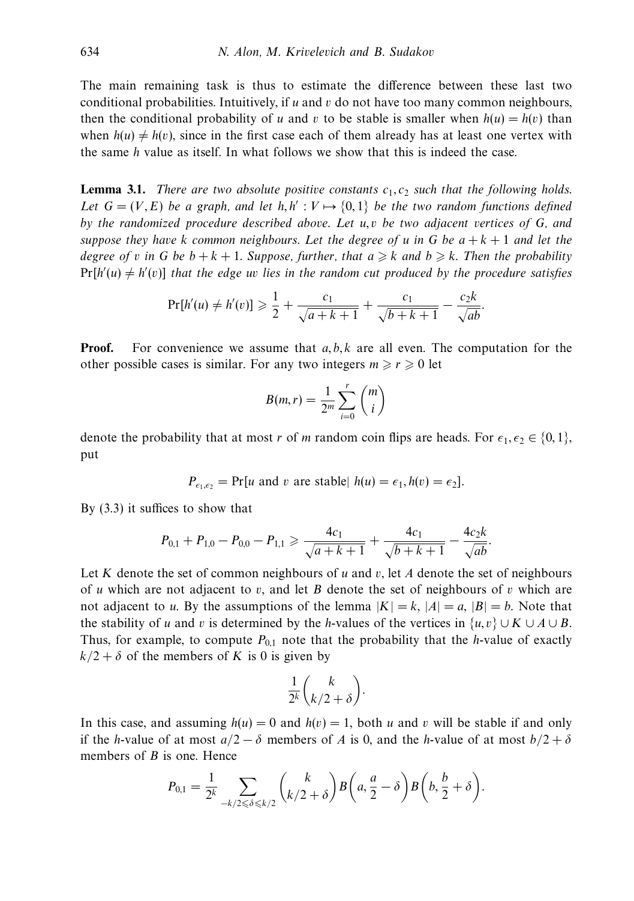The main remaining task is thus to estimate the difference between these last two conditional probabilities. Intuitively, if $u$ and $v$ do not have too many common neighbours, then the conditional probability of $u$ and $v$ to be stable is smaller when $h(u) = h(v)$ than when $h(u) \neq h(v)$, since in the first case each of them already has at least one vertex with the same $h$ value as itself. In what follows we show that this is indeed the case.

**Lemma 3.1.** *There are two absolute positive constants $c_1, c_2$ such that the following holds. Let $G = (V, E)$ be a graph, and let $h, h' : V \mapsto \{0, 1\}$ be the two random functions defined by the randomized procedure described above. Let $u, v$ be two adjacent vertices of $G$, and suppose they have $k$ common neighbours. Let the degree of $u$ in $G$ be $a + k + 1$ and let the degree of $v$ in $G$ be $b + k + 1$. Suppose, further, that $a \geqslant k$ and $b \geqslant k$. Then the probability $\Pr[h'(u) \neq h'(v)]$ that the edge $uv$ lies in the random cut produced by the procedure satisfies*

$$\Pr[h'(u) \neq h'(v)] \geqslant \frac{1}{2} + \frac{c_1}{\sqrt{a+k+1}} + \frac{c_1}{\sqrt{b+k+1}} - \frac{c_2 k}{\sqrt{ab}}.$$

**Proof.** For convenience we assume that $a, b, k$ are all even. The computation for the other possible cases is similar. For any two integers $m \geqslant r \geqslant 0$ let

$$B(m, r) = \frac{1}{2^m} \sum_{i=0}^{r} \binom{m}{i}$$

denote the probability that at most $r$ of $m$ random coin flips are heads. For $\epsilon_1, \epsilon_2 \in \{0, 1\}$, put

$$P_{\epsilon_1, \epsilon_2} = \Pr[u \text{ and } v \text{ are stable} |\ h(u) = \epsilon_1, h(v) = \epsilon_2].$$

By (3.3) it suffices to show that

$$P_{0,1} + P_{1,0} - P_{0,0} - P_{1,1} \geqslant \frac{4c_1}{\sqrt{a+k+1}} + \frac{4c_1}{\sqrt{b+k+1}} - \frac{4c_2 k}{\sqrt{ab}}.$$

Let $K$ denote the set of common neighbours of $u$ and $v$, let $A$ denote the set of neighbours of $u$ which are not adjacent to $v$, and let $B$ denote the set of neighbours of $v$ which are not adjacent to $u$. By the assumptions of the lemma $|K| = k$, $|A| = a$, $|B| = b$. Note that the stability of $u$ and $v$ is determined by the $h$-values of the vertices in $\{u, v\} \cup K \cup A \cup B$. Thus, for example, to compute $P_{0,1}$ note that the probability that the $h$-value of exactly $k/2 + \delta$ of the members of $K$ is 0 is given by

$$\frac{1}{2^k} \binom{k}{k/2 + \delta}.$$

In this case, and assuming $h(u) = 0$ and $h(v) = 1$, both $u$ and $v$ will be stable if and only if the $h$-value of at most $a/2 - \delta$ members of $A$ is 0, and the $h$-value of at most $b/2 + \delta$ members of $B$ is one. Hence

$$P_{0,1} = \frac{1}{2^k} \sum_{-k/2 \leqslant \delta \leqslant k/2} \binom{k}{k/2 + \delta} B\left(a, \frac{a}{2} - \delta\right) B\left(b, \frac{b}{2} + \delta\right).$$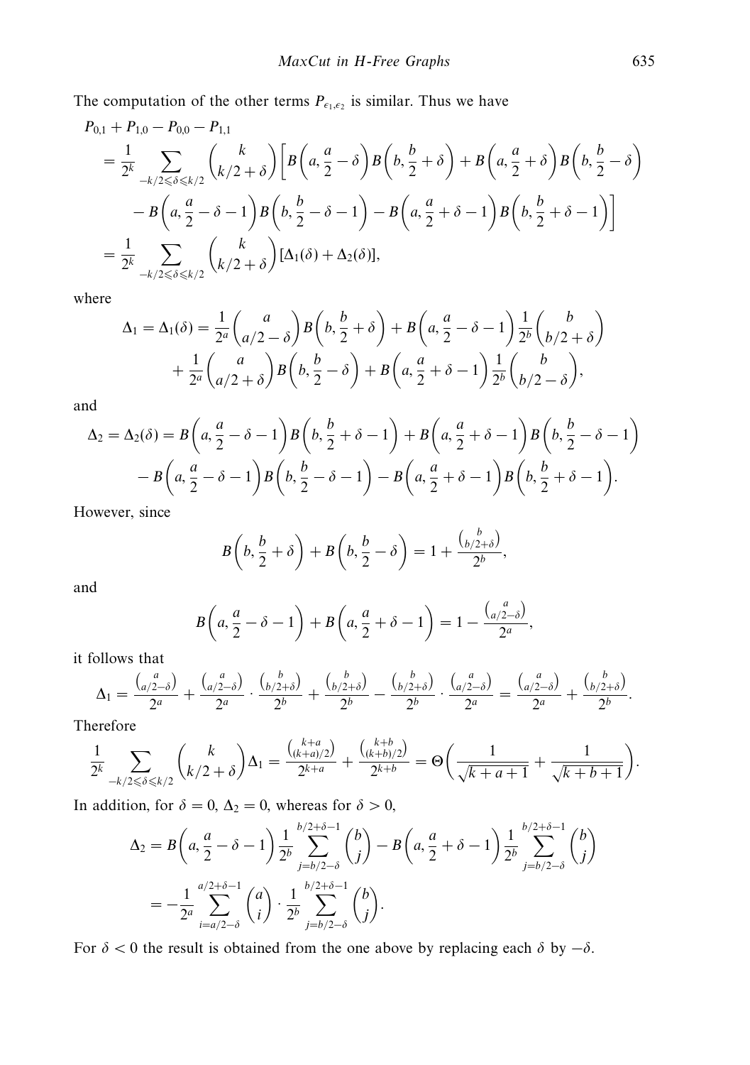The computation of the other terms $P_{\epsilon_1,\epsilon_2}$ is similar. Thus we have

$$
\begin{aligned}
&P_{0,1} + P_{1,0} - P_{0,0} - P_{1,1} \\
&= \frac{1}{2^k} \sum_{-k/2 \leqslant \delta \leqslant k/2} \binom{k}{k/2+\delta} \left[ B\left(a, \frac{a}{2} - \delta\right) B\left(b, \frac{b}{2} + \delta\right) + B\left(a, \frac{a}{2} + \delta\right) B\left(b, \frac{b}{2} - \delta\right) \right. \\
&\qquad \left. - B\left(a, \frac{a}{2} - \delta - 1\right) B\left(b, \frac{b}{2} - \delta - 1\right) - B\left(a, \frac{a}{2} + \delta - 1\right) B\left(b, \frac{b}{2} + \delta - 1\right) \right] \\
&= \frac{1}{2^k} \sum_{-k/2 \leqslant \delta \leqslant k/2} \binom{k}{k/2+\delta} [\Delta_1(\delta) + \Delta_2(\delta)],
\end{aligned}
$$

where

$$
\begin{aligned}
\Delta_1 = \Delta_1(\delta) &= \frac{1}{2^a} \binom{a}{a/2-\delta} B\left(b, \frac{b}{2} + \delta\right) + B\left(a, \frac{a}{2} - \delta - 1\right) \frac{1}{2^b} \binom{b}{b/2+\delta} \\
&\quad + \frac{1}{2^a} \binom{a}{a/2+\delta} B\left(b, \frac{b}{2} - \delta\right) + B\left(a, \frac{a}{2} + \delta - 1\right) \frac{1}{2^b} \binom{b}{b/2-\delta},
\end{aligned}
$$

and

$$
\begin{aligned}
\Delta_2 = \Delta_2(\delta) &= B\left(a, \frac{a}{2} - \delta - 1\right) B\left(b, \frac{b}{2} + \delta - 1\right) + B\left(a, \frac{a}{2} + \delta - 1\right) B\left(b, \frac{b}{2} - \delta - 1\right) \\
&\quad - B\left(a, \frac{a}{2} - \delta - 1\right) B\left(b, \frac{b}{2} - \delta - 1\right) - B\left(a, \frac{a}{2} + \delta - 1\right) B\left(b, \frac{b}{2} + \delta - 1\right).
\end{aligned}
$$

However, since

$$
B\left(b, \frac{b}{2} + \delta\right) + B\left(b, \frac{b}{2} - \delta\right) = 1 + \frac{\binom{b}{b/2+\delta}}{2^b},
$$

and

$$
B\left(a, \frac{a}{2} - \delta - 1\right) + B\left(a, \frac{a}{2} + \delta - 1\right) = 1 - \frac{\binom{a}{a/2-\delta}}{2^a},
$$

it follows that

$$
\Delta_1 = \frac{\binom{a}{a/2-\delta}}{2^a} + \frac{\binom{a}{a/2-\delta}}{2^a} \cdot \frac{\binom{b}{b/2+\delta}}{2^b} + \frac{\binom{b}{b/2+\delta}}{2^b} - \frac{\binom{b}{b/2+\delta}}{2^b} \cdot \frac{\binom{a}{a/2-\delta}}{2^a} = \frac{\binom{a}{a/2-\delta}}{2^a} + \frac{\binom{b}{b/2+\delta}}{2^b}.
$$

Therefore

$$
\frac{1}{2^k} \sum_{-k/2 \leqslant \delta \leqslant k/2} \binom{k}{k/2+\delta} \Delta_1 = \frac{\binom{k+a}{(k+a)/2}}{2^{k+a}} + \frac{\binom{k+b}{(k+b)/2}}{2^{k+b}} = \Theta\left(\frac{1}{\sqrt{k+a+1}} + \frac{1}{\sqrt{k+b+1}}\right).
$$

In addition, for $\delta = 0$, $\Delta_2 = 0$, whereas for $\delta > 0$,

$$
\begin{aligned}
\Delta_2 &= B\left(a, \frac{a}{2} - \delta - 1\right) \frac{1}{2^b} \sum_{j=b/2-\delta}^{b/2+\delta-1} \binom{b}{j} - B\left(a, \frac{a}{2} + \delta - 1\right) \frac{1}{2^b} \sum_{j=b/2-\delta}^{b/2+\delta-1} \binom{b}{j} \\
&= -\frac{1}{2^a} \sum_{i=a/2-\delta}^{a/2+\delta-1} \binom{a}{i} \cdot \frac{1}{2^b} \sum_{j=b/2-\delta}^{b/2+\delta-1} \binom{b}{j}.
\end{aligned}
$$

For $\delta < 0$ the result is obtained from the one above by replacing each $\delta$ by $-\delta$.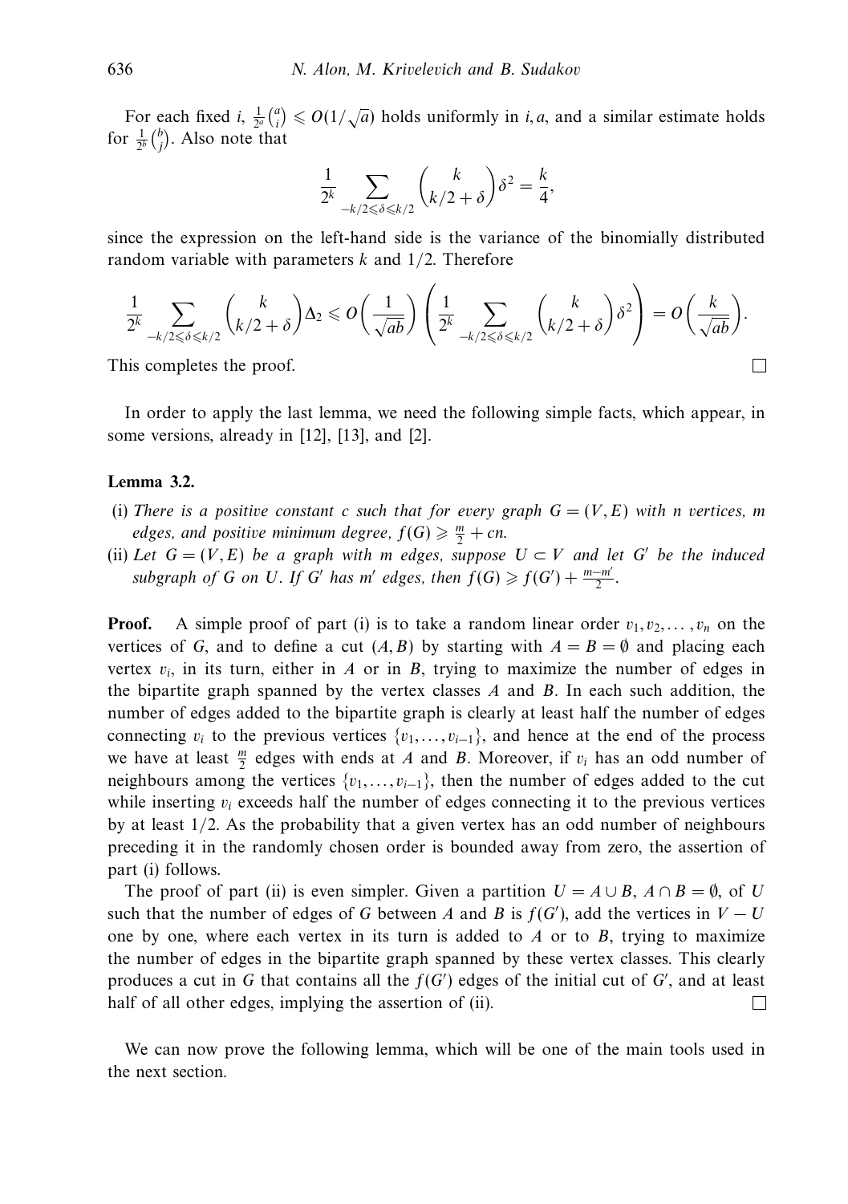For each fixed $i$, $\frac{1}{2^a}\binom{a}{i} \leqslant O(1/\sqrt{a})$ holds uniformly in $i, a$, and a similar estimate holds for $\frac{1}{2^b}\binom{b}{j}$. Also note that

$$\frac{1}{2^k} \sum_{-k/2 \leqslant \delta \leqslant k/2} \binom{k}{k/2+\delta} \delta^2 = \frac{k}{4},$$

since the expression on the left-hand side is the variance of the binomially distributed random variable with parameters $k$ and $1/2$. Therefore

$$\frac{1}{2^k} \sum_{-k/2 \leqslant \delta \leqslant k/2} \binom{k}{k/2+\delta} \Delta_2 \leqslant O\left(\frac{1}{\sqrt{ab}}\right) \left(\frac{1}{2^k} \sum_{-k/2 \leqslant \delta \leqslant k/2} \binom{k}{k/2+\delta} \delta^2\right) = O\left(\frac{k}{\sqrt{ab}}\right).$$

This completes the proof. □

In order to apply the last lemma, we need the following simple facts, which appear, in some versions, already in [12], [13], and [2].

**Lemma 3.2.**

(i) *There is a positive constant $c$ such that for every graph $G = (V, E)$ with $n$ vertices, $m$ edges, and positive minimum degree, $f(G) \geqslant \frac{m}{2} + cn$.*

(ii) *Let $G = (V, E)$ be a graph with $m$ edges, suppose $U \subset V$ and let $G'$ be the induced subgraph of $G$ on $U$. If $G'$ has $m'$ edges, then $f(G) \geqslant f(G') + \frac{m-m'}{2}$.*

**Proof.** A simple proof of part (i) is to take a random linear order $v_1, v_2, \ldots, v_n$ on the vertices of $G$, and to define a cut $(A, B)$ by starting with $A = B = \emptyset$ and placing each vertex $v_i$, in its turn, either in $A$ or in $B$, trying to maximize the number of edges in the bipartite graph spanned by the vertex classes $A$ and $B$. In each such addition, the number of edges added to the bipartite graph is clearly at least half the number of edges connecting $v_i$ to the previous vertices $\{v_1, \ldots, v_{i-1}\}$, and hence at the end of the process we have at least $\frac{m}{2}$ edges with ends at $A$ and $B$. Moreover, if $v_i$ has an odd number of neighbours among the vertices $\{v_1, \ldots, v_{i-1}\}$, then the number of edges added to the cut while inserting $v_i$ exceeds half the number of edges connecting it to the previous vertices by at least $1/2$. As the probability that a given vertex has an odd number of neighbours preceding it in the randomly chosen order is bounded away from zero, the assertion of part (i) follows.

The proof of part (ii) is even simpler. Given a partition $U = A \cup B$, $A \cap B = \emptyset$, of $U$ such that the number of edges of $G$ between $A$ and $B$ is $f(G')$, add the vertices in $V - U$ one by one, where each vertex in its turn is added to $A$ or to $B$, trying to maximize the number of edges in the bipartite graph spanned by these vertex classes. This clearly produces a cut in $G$ that contains all the $f(G')$ edges of the initial cut of $G'$, and at least half of all other edges, implying the assertion of (ii). □

We can now prove the following lemma, which will be one of the main tools used in the next section.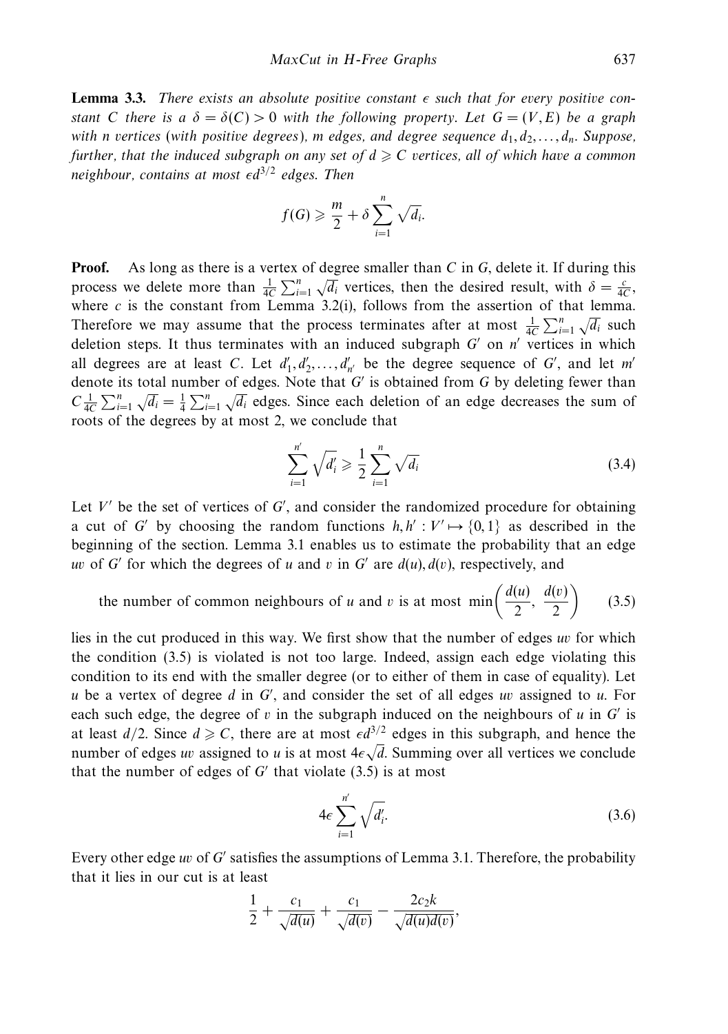**Lemma 3.3.** *There exists an absolute positive constant $\epsilon$ such that for every positive constant $C$ there is a $\delta = \delta(C) > 0$ with the following property. Let $G = (V, E)$ be a graph with $n$ vertices (with positive degrees), $m$ edges, and degree sequence $d_1, d_2, \ldots, d_n$. Suppose, further, that the induced subgraph on any set of $d \geqslant C$ vertices, all of which have a common neighbour, contains at most $\epsilon d^{3/2}$ edges. Then*

$$f(G) \geqslant \frac{m}{2} + \delta \sum_{i=1}^{n} \sqrt{d_i}.$$

**Proof.** As long as there is a vertex of degree smaller than $C$ in $G$, delete it. If during this process we delete more than $\frac{1}{4C} \sum_{i=1}^{n} \sqrt{d_i}$ vertices, then the desired result, with $\delta = \frac{c}{4C}$, where $c$ is the constant from Lemma 3.2(i), follows from the assertion of that lemma. Therefore we may assume that the process terminates after at most $\frac{1}{4C} \sum_{i=1}^{n} \sqrt{d_i}$ such deletion steps. It thus terminates with an induced subgraph $G'$ on $n'$ vertices in which all degrees are at least $C$. Let $d'_1, d'_2, \ldots, d'_{n'}$ be the degree sequence of $G'$, and let $m'$ denote its total number of edges. Note that $G'$ is obtained from $G$ by deleting fewer than $C \frac{1}{4C} \sum_{i=1}^{n} \sqrt{d_i} = \frac{1}{4} \sum_{i=1}^{n} \sqrt{d_i}$ edges. Since each deletion of an edge decreases the sum of roots of the degrees by at most 2, we conclude that

$$\sum_{i=1}^{n'} \sqrt{d'_i} \geqslant \frac{1}{2} \sum_{i=1}^{n} \sqrt{d_i} \tag{3.4}$$

Let $V'$ be the set of vertices of $G'$, and consider the randomized procedure for obtaining a cut of $G'$ by choosing the random functions $h, h' : V' \mapsto \{0, 1\}$ as described in the beginning of the section. Lemma 3.1 enables us to estimate the probability that an edge $uv$ of $G'$ for which the degrees of $u$ and $v$ in $G'$ are $d(u), d(v)$, respectively, and

$$\text{the number of common neighbours of } u \text{ and } v \text{ is at most } \min\left(\frac{d(u)}{2},\ \frac{d(v)}{2}\right) \tag{3.5}$$

lies in the cut produced in this way. We first show that the number of edges $uv$ for which the condition (3.5) is violated is not too large. Indeed, assign each edge violating this condition to its end with the smaller degree (or to either of them in case of equality). Let $u$ be a vertex of degree $d$ in $G'$, and consider the set of all edges $uv$ assigned to $u$. For each such edge, the degree of $v$ in the subgraph induced on the neighbours of $u$ in $G'$ is at least $d/2$. Since $d \geqslant C$, there are at most $\epsilon d^{3/2}$ edges in this subgraph, and hence the number of edges $uv$ assigned to $u$ is at most $4\epsilon\sqrt{d}$. Summing over all vertices we conclude that the number of edges of $G'$ that violate (3.5) is at most

$$4\epsilon \sum_{i=1}^{n'} \sqrt{d'_i}. \tag{3.6}$$

Every other edge $uv$ of $G'$ satisfies the assumptions of Lemma 3.1. Therefore, the probability that it lies in our cut is at least

$$\frac{1}{2} + \frac{c_1}{\sqrt{d(u)}} + \frac{c_1}{\sqrt{d(v)}} - \frac{2c_2 k}{\sqrt{d(u)d(v)}},$$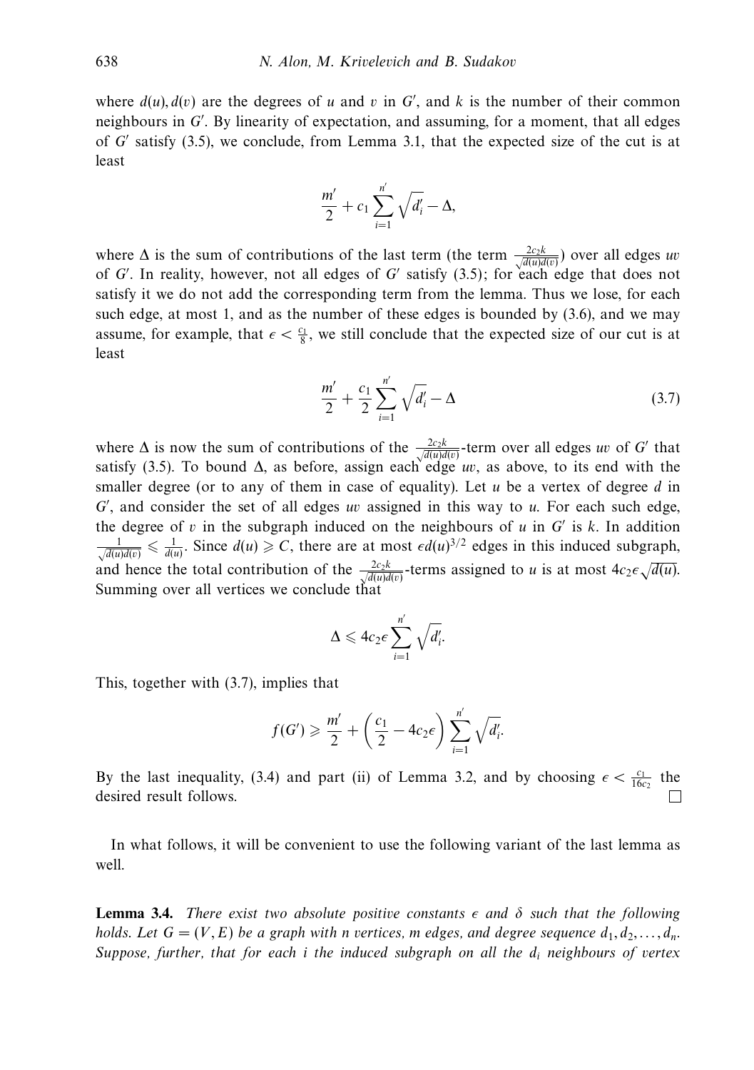where $d(u), d(v)$ are the degrees of $u$ and $v$ in $G'$, and $k$ is the number of their common neighbours in $G'$. By linearity of expectation, and assuming, for a moment, that all edges of $G'$ satisfy (3.5), we conclude, from Lemma 3.1, that the expected size of the cut is at least

$$\frac{m'}{2} + c_1 \sum_{i=1}^{n'} \sqrt{d'_i} - \Delta,$$

where $\Delta$ is the sum of contributions of the last term (the term $\frac{2c_2 k}{\sqrt{d(u)d(v)}}$) over all edges $uv$ of $G'$. In reality, however, not all edges of $G'$ satisfy (3.5); for each edge that does not satisfy it we do not add the corresponding term from the lemma. Thus we lose, for each such edge, at most 1, and as the number of these edges is bounded by (3.6), and we may assume, for example, that $\epsilon < \frac{c_1}{8}$, we still conclude that the expected size of our cut is at least

$$\frac{m'}{2} + \frac{c_1}{2} \sum_{i=1}^{n'} \sqrt{d'_i} - \Delta \tag{3.7}$$

where $\Delta$ is now the sum of contributions of the $\frac{2c_2 k}{\sqrt{d(u)d(v)}}$-term over all edges $uv$ of $G'$ that satisfy (3.5). To bound $\Delta$, as before, assign each edge $uv$, as above, to its end with the smaller degree (or to any of them in case of equality). Let $u$ be a vertex of degree $d$ in $G'$, and consider the set of all edges $uv$ assigned in this way to $u$. For each such edge, the degree of $v$ in the subgraph induced on the neighbours of $u$ in $G'$ is $k$. In addition $\frac{1}{\sqrt{d(u)d(v)}} \leqslant \frac{1}{d(u)}$. Since $d(u) \geqslant C$, there are at most $\epsilon d(u)^{3/2}$ edges in this induced subgraph, and hence the total contribution of the $\frac{2c_2 k}{\sqrt{d(u)d(v)}}$-terms assigned to $u$ is at most $4c_2\epsilon\sqrt{d(u)}$. Summing over all vertices we conclude that

$$\Delta \leqslant 4c_2\epsilon \sum_{i=1}^{n'} \sqrt{d'_i}.$$

This, together with (3.7), implies that

$$f(G') \geqslant \frac{m'}{2} + \left(\frac{c_1}{2} - 4c_2\epsilon\right) \sum_{i=1}^{n'} \sqrt{d'_i}.$$

By the last inequality, (3.4) and part (ii) of Lemma 3.2, and by choosing $\epsilon < \frac{c_1}{16c_2}$ the desired result follows. □

In what follows, it will be convenient to use the following variant of the last lemma as well.

**Lemma 3.4.** *There exist two absolute positive constants $\epsilon$ and $\delta$ such that the following holds. Let $G = (V, E)$ be a graph with $n$ vertices, $m$ edges, and degree sequence $d_1, d_2, \ldots, d_n$. Suppose, further, that for each $i$ the induced subgraph on all the $d_i$ neighbours of vertex*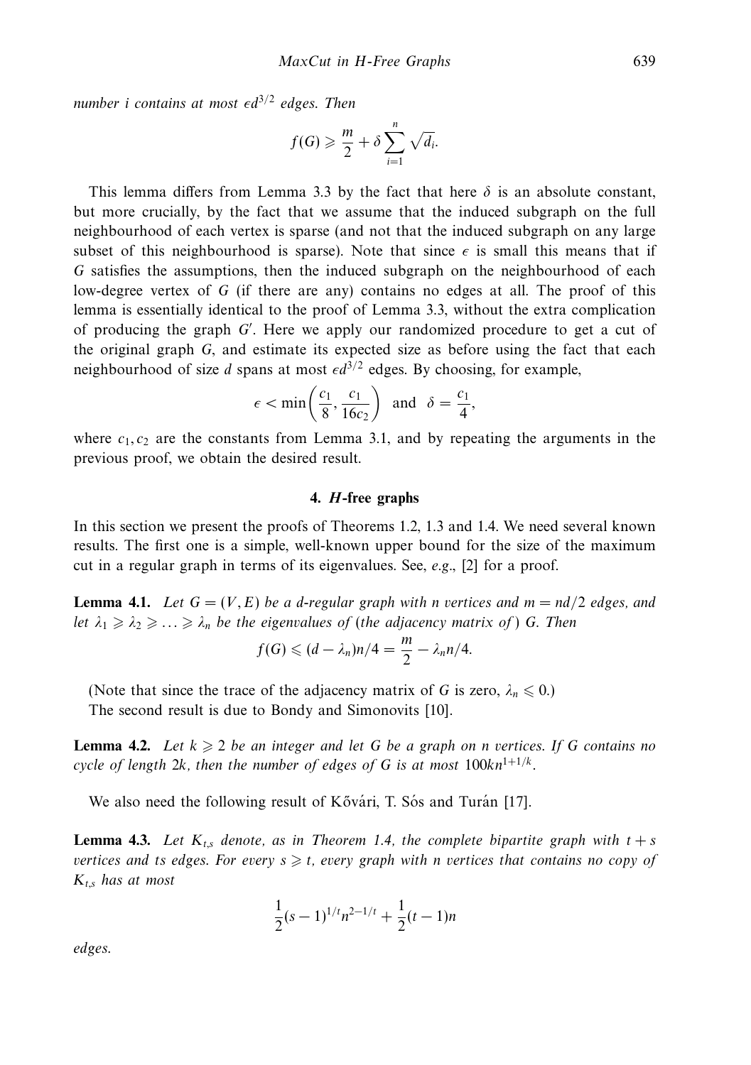*number $i$ contains at most $\epsilon d^{3/2}$ edges. Then*

$$f(G) \geqslant \frac{m}{2} + \delta \sum_{i=1}^{n} \sqrt{d_i}.$$

This lemma differs from Lemma 3.3 by the fact that here $\delta$ is an absolute constant, but more crucially, by the fact that we assume that the induced subgraph on the full neighbourhood of each vertex is sparse (and not that the induced subgraph on any large subset of this neighbourhood is sparse). Note that since $\epsilon$ is small this means that if $G$ satisfies the assumptions, then the induced subgraph on the neighbourhood of each low-degree vertex of $G$ (if there are any) contains no edges at all. The proof of this lemma is essentially identical to the proof of Lemma 3.3, without the extra complication of producing the graph $G'$. Here we apply our randomized procedure to get a cut of the original graph $G$, and estimate its expected size as before using the fact that each neighbourhood of size $d$ spans at most $\epsilon d^{3/2}$ edges. By choosing, for example,

$$\epsilon < \min\left(\frac{c_1}{8}, \frac{c_1}{16c_2}\right) \text{ and } \delta = \frac{c_1}{4},$$

where $c_1, c_2$ are the constants from Lemma 3.1, and by repeating the arguments in the previous proof, we obtain the desired result.

## 4. *H*-free graphs

In this section we present the proofs of Theorems 1.2, 1.3 and 1.4. We need several known results. The first one is a simple, well-known upper bound for the size of the maximum cut in a regular graph in terms of its eigenvalues. See, *e.g.*, [2] for a proof.

**Lemma 4.1.** *Let $G = (V, E)$ be a $d$-regular graph with $n$ vertices and $m = nd/2$ edges, and let $\lambda_1 \geqslant \lambda_2 \geqslant \ldots \geqslant \lambda_n$ be the eigenvalues of (the adjacency matrix of) $G$. Then*

$$f(G) \leqslant (d - \lambda_n)n/4 = \frac{m}{2} - \lambda_n n/4.$$

(Note that since the trace of the adjacency matrix of $G$ is zero, $\lambda_n \leqslant 0$.)

The second result is due to Bondy and Simonovits [10].

**Lemma 4.2.** *Let $k \geqslant 2$ be an integer and let $G$ be a graph on $n$ vertices. If $G$ contains no cycle of length $2k$, then the number of edges of $G$ is at most $100kn^{1+1/k}$.*

We also need the following result of Kővári, T. Sós and Turán [17].

**Lemma 4.3.** *Let $K_{t,s}$ denote, as in Theorem 1.4, the complete bipartite graph with $t + s$ vertices and $ts$ edges. For every $s \geqslant t$, every graph with $n$ vertices that contains no copy of $K_{t,s}$ has at most*

$$\frac{1}{2}(s-1)^{1/t}n^{2-1/t} + \frac{1}{2}(t-1)n$$

*edges.*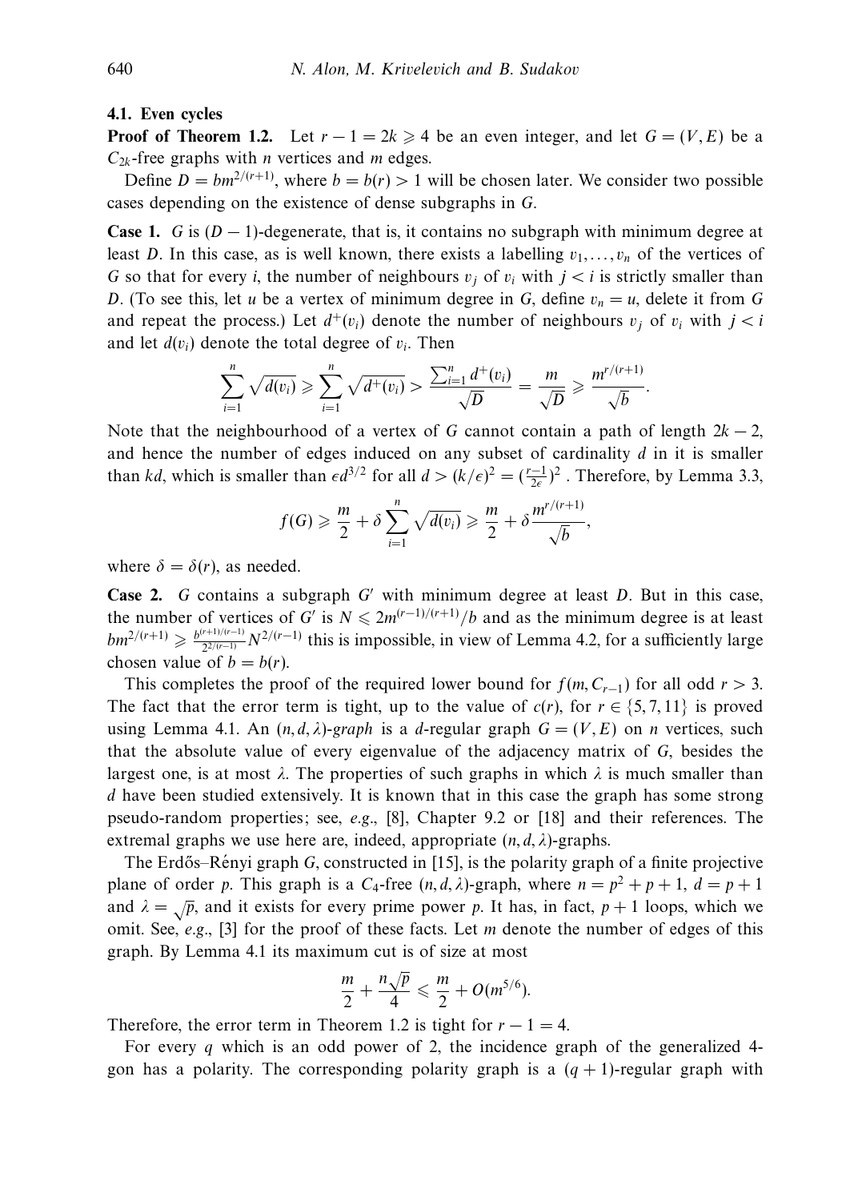### 4.1. Even cycles

**Proof of Theorem 1.2.** Let $r - 1 = 2k \geqslant 4$ be an even integer, and let $G = (V, E)$ be a $C_{2k}$-free graphs with $n$ vertices and $m$ edges.

Define $D = bm^{2/(r+1)}$, where $b = b(r) > 1$ will be chosen later. We consider two possible cases depending on the existence of dense subgraphs in $G$.

**Case 1.** $G$ is $(D-1)$-degenerate, that is, it contains no subgraph with minimum degree at least $D$. In this case, as is well known, there exists a labelling $v_1, \ldots, v_n$ of the vertices of $G$ so that for every $i$, the number of neighbours $v_j$ of $v_i$ with $j < i$ is strictly smaller than $D$. (To see this, let $u$ be a vertex of minimum degree in $G$, define $v_n = u$, delete it from $G$ and repeat the process.) Let $d^+(v_i)$ denote the number of neighbours $v_j$ of $v_i$ with $j < i$ and let $d(v_i)$ denote the total degree of $v_i$. Then

$$\sum_{i=1}^{n} \sqrt{d(v_i)} \geqslant \sum_{i=1}^{n} \sqrt{d^+(v_i)} > \frac{\sum_{i=1}^{n} d^+(v_i)}{\sqrt{D}} = \frac{m}{\sqrt{D}} \geqslant \frac{m^{r/(r+1)}}{\sqrt{b}}.$$

Note that the neighbourhood of a vertex of $G$ cannot contain a path of length $2k-2$, and hence the number of edges induced on any subset of cardinality $d$ in it is smaller than $kd$, which is smaller than $\epsilon d^{3/2}$ for all $d > (k/\epsilon)^2 = (\frac{r-1}{2\epsilon})^2$ . Therefore, by Lemma 3.3,

$$f(G) \geqslant \frac{m}{2} + \delta \sum_{i=1}^{n} \sqrt{d(v_i)} \geqslant \frac{m}{2} + \delta \frac{m^{r/(r+1)}}{\sqrt{b}},$$

where $\delta = \delta(r)$, as needed.

**Case 2.** $G$ contains a subgraph $G'$ with minimum degree at least $D$. But in this case, the number of vertices of $G'$ is $N \leqslant 2m^{(r-1)/(r+1)}/b$ and as the minimum degree is at least $bm^{2/(r+1)} \geqslant \frac{b^{(r+1)/(r-1)}}{2^{2/(r-1)}} N^{2/(r-1)}$ this is impossible, in view of Lemma 4.2, for a sufficiently large chosen value of $b = b(r)$.

This completes the proof of the required lower bound for $f(m, C_{r-1})$ for all odd $r > 3$. The fact that the error term is tight, up to the value of $c(r)$, for $r \in \{5, 7, 11\}$ is proved using Lemma 4.1. An $(n, d, \lambda)$*-graph* is a $d$-regular graph $G = (V, E)$ on $n$ vertices, such that the absolute value of every eigenvalue of the adjacency matrix of $G$, besides the largest one, is at most $\lambda$. The properties of such graphs in which $\lambda$ is much smaller than $d$ have been studied extensively. It is known that in this case the graph has some strong pseudo-random properties; see, *e.g.*, [8], Chapter 9.2 or [18] and their references. The extremal graphs we use here are, indeed, appropriate $(n, d, \lambda)$-graphs.

The Erdős–Rényi graph $G$, constructed in [15], is the polarity graph of a finite projective plane of order $p$. This graph is a $C_4$-free $(n, d, \lambda)$-graph, where $n = p^2 + p + 1$, $d = p + 1$ and $\lambda = \sqrt{p}$, and it exists for every prime power $p$. It has, in fact, $p + 1$ loops, which we omit. See, *e.g.*, [3] for the proof of these facts. Let $m$ denote the number of edges of this graph. By Lemma 4.1 its maximum cut is of size at most

$$\frac{m}{2} + \frac{n\sqrt{p}}{4} \leqslant \frac{m}{2} + O(m^{5/6}).$$

Therefore, the error term in Theorem 1.2 is tight for $r - 1 = 4$.

For every $q$ which is an odd power of 2, the incidence graph of the generalized 4-gon has a polarity. The corresponding polarity graph is a $(q + 1)$-regular graph with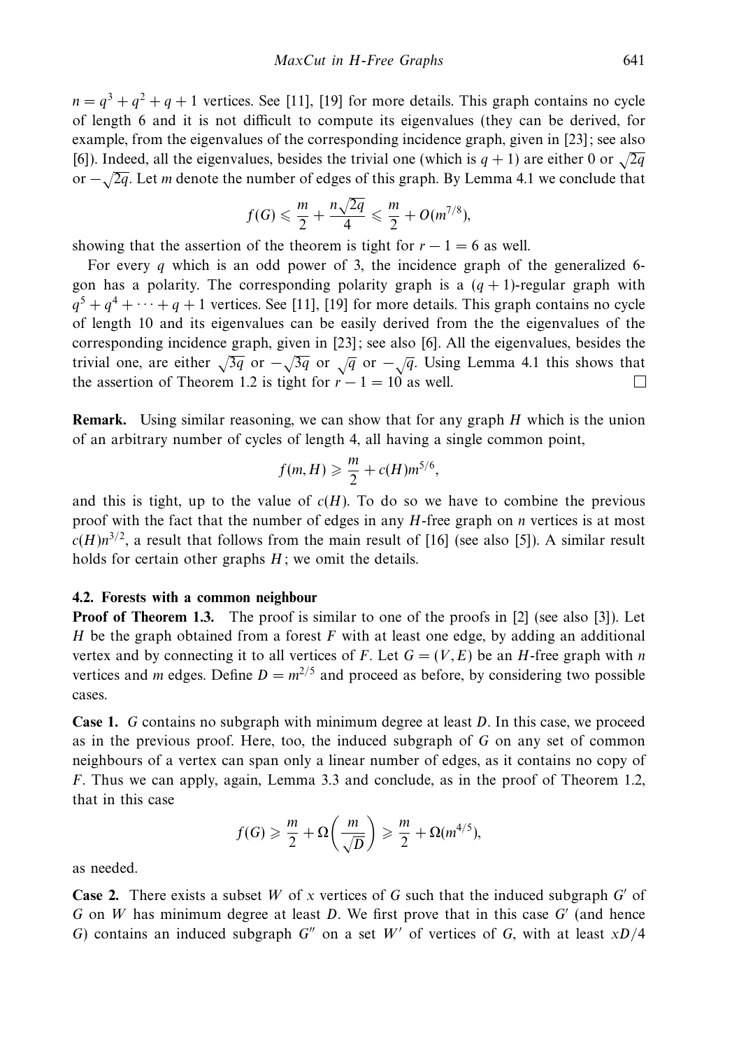$n = q^3 + q^2 + q + 1$ vertices. See [11], [19] for more details. This graph contains no cycle of length 6 and it is not difficult to compute its eigenvalues (they can be derived, for example, from the eigenvalues of the corresponding incidence graph, given in [23]; see also [6]). Indeed, all the eigenvalues, besides the trivial one (which is $q+1$) are either 0 or $\sqrt{2q}$ or $-\sqrt{2q}$. Let $m$ denote the number of edges of this graph. By Lemma 4.1 we conclude that

$$f(G) \leqslant \frac{m}{2} + \frac{n\sqrt{2q}}{4} \leqslant \frac{m}{2} + O(m^{7/8}),$$

showing that the assertion of the theorem is tight for $r - 1 = 6$ as well.

For every $q$ which is an odd power of 3, the incidence graph of the generalized 6-gon has a polarity. The corresponding polarity graph is a $(q+1)$-regular graph with $q^5 + q^4 + \cdots + q + 1$ vertices. See [11], [19] for more details. This graph contains no cycle of length 10 and its eigenvalues can be easily derived from the the eigenvalues of the corresponding incidence graph, given in [23]; see also [6]. All the eigenvalues, besides the trivial one, are either $\sqrt{3q}$ or $-\sqrt{3q}$ or $\sqrt{q}$ or $-\sqrt{q}$. Using Lemma 4.1 this shows that the assertion of Theorem 1.2 is tight for $r - 1 = 10$ as well. □

**Remark.** Using similar reasoning, we can show that for any graph $H$ which is the union of an arbitrary number of cycles of length 4, all having a single common point,

$$f(m, H) \geqslant \frac{m}{2} + c(H)m^{5/6},$$

and this is tight, up to the value of $c(H)$. To do so we have to combine the previous proof with the fact that the number of edges in any $H$-free graph on $n$ vertices is at most $c(H)n^{3/2}$, a result that follows from the main result of [16] (see also [5]). A similar result holds for certain other graphs $H$; we omit the details.

### 4.2. Forests with a common neighbour

**Proof of Theorem 1.3.** The proof is similar to one of the proofs in [2] (see also [3]). Let $H$ be the graph obtained from a forest $F$ with at least one edge, by adding an additional vertex and by connecting it to all vertices of $F$. Let $G = (V, E)$ be an $H$-free graph with $n$ vertices and $m$ edges. Define $D = m^{2/5}$ and proceed as before, by considering two possible cases.

**Case 1.** $G$ contains no subgraph with minimum degree at least $D$. In this case, we proceed as in the previous proof. Here, too, the induced subgraph of $G$ on any set of common neighbours of a vertex can span only a linear number of edges, as it contains no copy of $F$. Thus we can apply, again, Lemma 3.3 and conclude, as in the proof of Theorem 1.2, that in this case

$$f(G) \geqslant \frac{m}{2} + \Omega\left(\frac{m}{\sqrt{D}}\right) \geqslant \frac{m}{2} + \Omega(m^{4/5}),$$

as needed.

**Case 2.** There exists a subset $W$ of $x$ vertices of $G$ such that the induced subgraph $G'$ of $G$ on $W$ has minimum degree at least $D$. We first prove that in this case $G'$ (and hence $G$) contains an induced subgraph $G''$ on a set $W'$ of vertices of $G$, with at least $xD/4$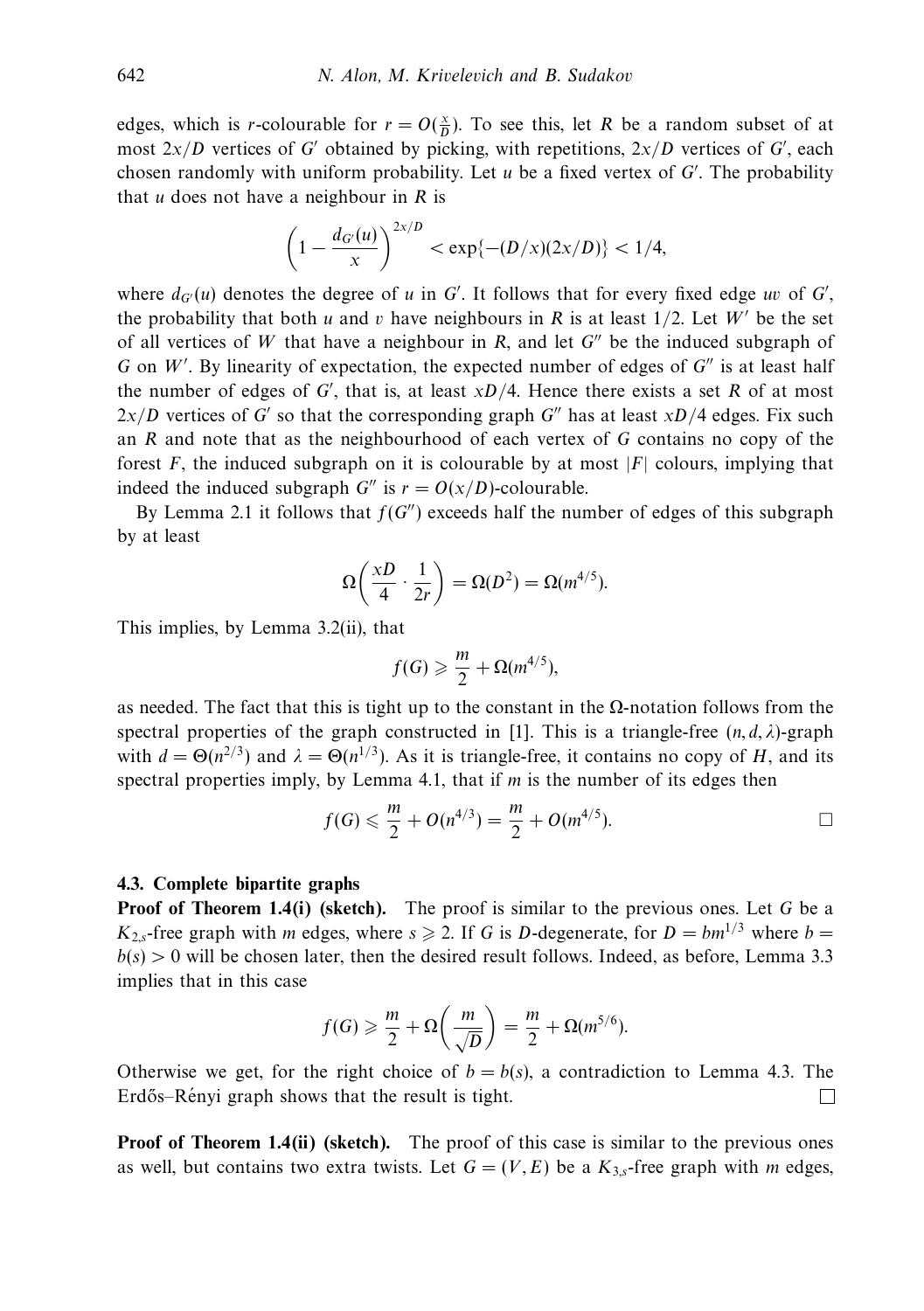edges, which is $r$-colourable for $r = O(\frac{x}{D})$. To see this, let $R$ be a random subset of at most $2x/D$ vertices of $G'$ obtained by picking, with repetitions, $2x/D$ vertices of $G'$, each chosen randomly with uniform probability. Let $u$ be a fixed vertex of $G'$. The probability that $u$ does not have a neighbour in $R$ is

$$\left(1 - \frac{d_{G'}(u)}{x}\right)^{2x/D} < \exp\{-(D/x)(2x/D)\} < 1/4,$$

where $d_{G'}(u)$ denotes the degree of $u$ in $G'$. It follows that for every fixed edge $uv$ of $G'$, the probability that both $u$ and $v$ have neighbours in $R$ is at least $1/2$. Let $W'$ be the set of all vertices of $W$ that have a neighbour in $R$, and let $G''$ be the induced subgraph of $G$ on $W'$. By linearity of expectation, the expected number of edges of $G''$ is at least half the number of edges of $G'$, that is, at least $xD/4$. Hence there exists a set $R$ of at most $2x/D$ vertices of $G'$ so that the corresponding graph $G''$ has at least $xD/4$ edges. Fix such an $R$ and note that as the neighbourhood of each vertex of $G$ contains no copy of the forest $F$, the induced subgraph on it is colourable by at most $|F|$ colours, implying that indeed the induced subgraph $G''$ is $r = O(x/D)$-colourable.

By Lemma 2.1 it follows that $f(G'')$ exceeds half the number of edges of this subgraph by at least

$$\Omega\left(\frac{xD}{4} \cdot \frac{1}{2r}\right) = \Omega(D^2) = \Omega(m^{4/5}).$$

This implies, by Lemma 3.2(ii), that

$$f(G) \geqslant \frac{m}{2} + \Omega(m^{4/5}),$$

as needed. The fact that this is tight up to the constant in the $\Omega$-notation follows from the spectral properties of the graph constructed in [1]. This is a triangle-free $(n, d, \lambda)$-graph with $d = \Theta(n^{2/3})$ and $\lambda = \Theta(n^{1/3})$. As it is triangle-free, it contains no copy of $H$, and its spectral properties imply, by Lemma 4.1, that if $m$ is the number of its edges then

$$f(G) \leqslant \frac{m}{2} + O(n^{4/3}) = \frac{m}{2} + O(m^{4/5}). \qquad \square$$

#### 4.3. Complete bipartite graphs

**Proof of Theorem 1.4(i) (sketch).** The proof is similar to the previous ones. Let $G$ be a $K_{2,s}$-free graph with $m$ edges, where $s \geqslant 2$. If $G$ is $D$-degenerate, for $D = bm^{1/3}$ where $b = b(s) > 0$ will be chosen later, then the desired result follows. Indeed, as before, Lemma 3.3 implies that in this case

$$f(G) \geqslant \frac{m}{2} + \Omega\left(\frac{m}{\sqrt{D}}\right) = \frac{m}{2} + \Omega(m^{5/6}).$$

Otherwise we get, for the right choice of $b = b(s)$, a contradiction to Lemma 4.3. The Erdős–Rényi graph shows that the result is tight. $\square$

**Proof of Theorem 1.4(ii) (sketch).** The proof of this case is similar to the previous ones as well, but contains two extra twists. Let $G = (V, E)$ be a $K_{3,s}$-free graph with $m$ edges,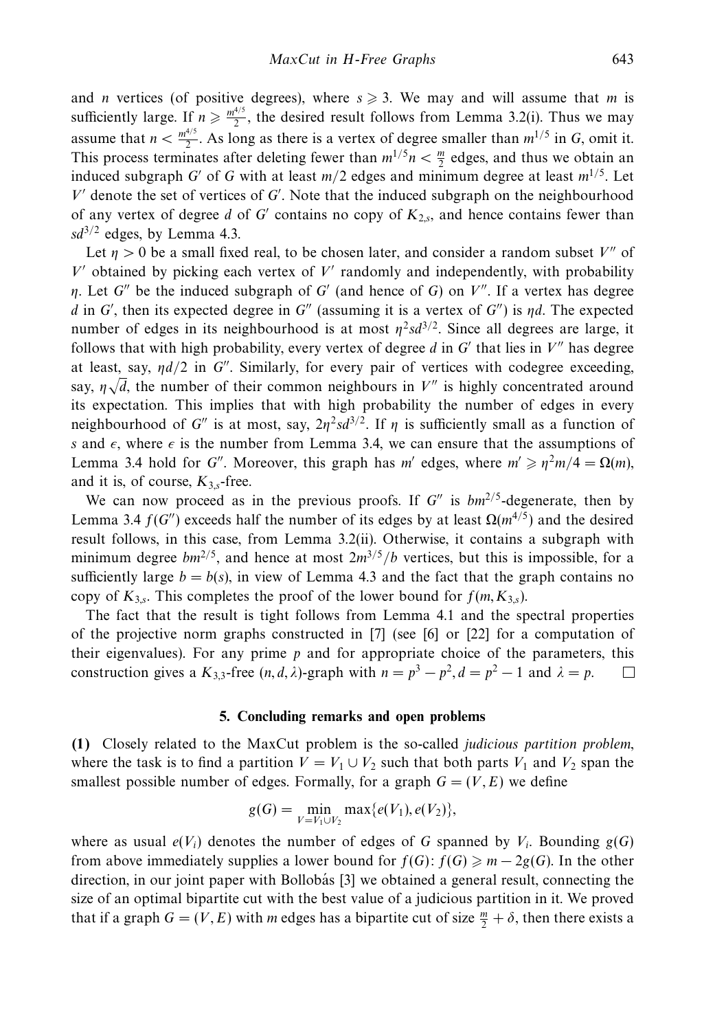and $n$ vertices (of positive degrees), where $s \geqslant 3$. We may and will assume that $m$ is sufficiently large. If $n \geqslant \frac{m^{4/5}}{2}$, the desired result follows from Lemma 3.2(i). Thus we may assume that $n < \frac{m^{4/5}}{2}$. As long as there is a vertex of degree smaller than $m^{1/5}$ in $G$, omit it. This process terminates after deleting fewer than $m^{1/5}n < \frac{m}{2}$ edges, and thus we obtain an induced subgraph $G'$ of $G$ with at least $m/2$ edges and minimum degree at least $m^{1/5}$. Let $V'$ denote the set of vertices of $G'$. Note that the induced subgraph on the neighbourhood of any vertex of degree $d$ of $G'$ contains no copy of $K_{2,s}$, and hence contains fewer than $sd^{3/2}$ edges, by Lemma 4.3.

Let $\eta > 0$ be a small fixed real, to be chosen later, and consider a random subset $V''$ of $V'$ obtained by picking each vertex of $V'$ randomly and independently, with probability $\eta$. Let $G''$ be the induced subgraph of $G'$ (and hence of $G$) on $V''$. If a vertex has degree $d$ in $G'$, then its expected degree in $G''$ (assuming it is a vertex of $G''$) is $\eta d$. The expected number of edges in its neighbourhood is at most $\eta^2 sd^{3/2}$. Since all degrees are large, it follows that with high probability, every vertex of degree $d$ in $G'$ that lies in $V''$ has degree at least, say, $\eta d/2$ in $G''$. Similarly, for every pair of vertices with codegree exceeding, say, $\eta\sqrt{d}$, the number of their common neighbours in $V''$ is highly concentrated around its expectation. This implies that with high probability the number of edges in every neighbourhood of $G''$ is at most, say, $2\eta^2 sd^{3/2}$. If $\eta$ is sufficiently small as a function of $s$ and $\epsilon$, where $\epsilon$ is the number from Lemma 3.4, we can ensure that the assumptions of Lemma 3.4 hold for $G''$. Moreover, this graph has $m'$ edges, where $m' \geqslant \eta^2 m/4 = \Omega(m)$, and it is, of course, $K_{3,s}$-free.

We can now proceed as in the previous proofs. If $G''$ is $bm^{2/5}$-degenerate, then by Lemma 3.4 $f(G'')$ exceeds half the number of its edges by at least $\Omega(m^{4/5})$ and the desired result follows, in this case, from Lemma 3.2(ii). Otherwise, it contains a subgraph with minimum degree $bm^{2/5}$, and hence at most $2m^{3/5}/b$ vertices, but this is impossible, for a sufficiently large $b = b(s)$, in view of Lemma 4.3 and the fact that the graph contains no copy of $K_{3,s}$. This completes the proof of the lower bound for $f(m, K_{3,s})$.

The fact that the result is tight follows from Lemma 4.1 and the spectral properties of the projective norm graphs constructed in [7] (see [6] or [22] for a computation of their eigenvalues). For any prime $p$ and for appropriate choice of the parameters, this construction gives a $K_{3,3}$-free $(n, d, \lambda)$-graph with $n = p^3 - p^2, d = p^2 - 1$ and $\lambda = p$. □

## 5. Concluding remarks and open problems

**(1)** Closely related to the MaxCut problem is the so-called *judicious partition problem*, where the task is to find a partition $V = V_1 \cup V_2$ such that both parts $V_1$ and $V_2$ span the smallest possible number of edges. Formally, for a graph $G = (V, E)$ we define

$$g(G) = \min_{V = V_1 \cup V_2} \max\{e(V_1), e(V_2)\},$$

where as usual $e(V_i)$ denotes the number of edges of $G$ spanned by $V_i$. Bounding $g(G)$ from above immediately supplies a lower bound for $f(G)$: $f(G) \geqslant m - 2g(G)$. In the other direction, in our joint paper with Bollobás [3] we obtained a general result, connecting the size of an optimal bipartite cut with the best value of a judicious partition in it. We proved that if a graph $G = (V, E)$ with $m$ edges has a bipartite cut of size $\frac{m}{2} + \delta$, then there exists a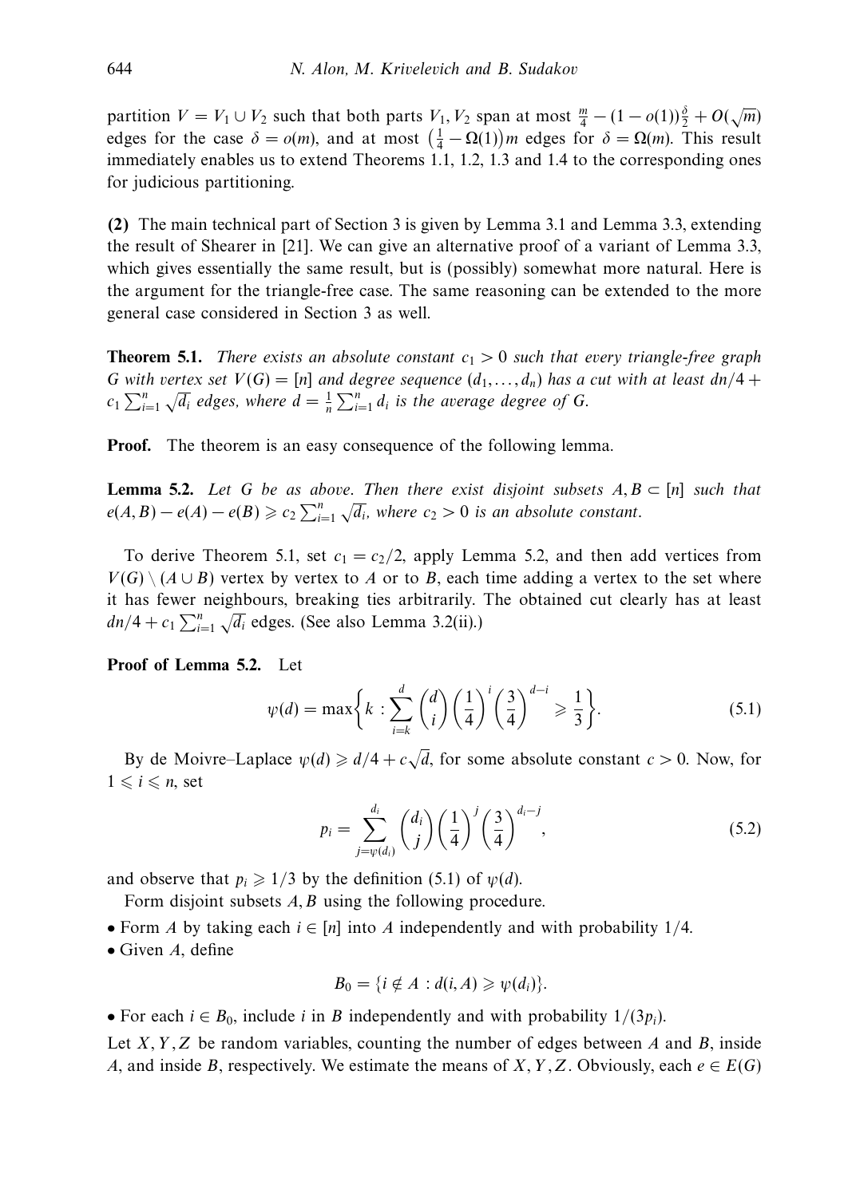partition $V = V_1 \cup V_2$ such that both parts $V_1, V_2$ span at most $\frac{m}{4} - (1-o(1))\frac{\delta}{2} + O(\sqrt{m})$ edges for the case $\delta = o(m)$, and at most $\left(\frac{1}{4} - \Omega(1)\right)m$ edges for $\delta = \Omega(m)$. This result immediately enables us to extend Theorems 1.1, 1.2, 1.3 and 1.4 to the corresponding ones for judicious partitioning.

**(2)** The main technical part of Section 3 is given by Lemma 3.1 and Lemma 3.3, extending the result of Shearer in [21]. We can give an alternative proof of a variant of Lemma 3.3, which gives essentially the same result, but is (possibly) somewhat more natural. Here is the argument for the triangle-free case. The same reasoning can be extended to the more general case considered in Section 3 as well.

**Theorem 5.1.** *There exists an absolute constant $c_1 > 0$ such that every triangle-free graph $G$ with vertex set $V(G) = [n]$ and degree sequence $(d_1, \dots, d_n)$ has a cut with at least $dn/4 + c_1 \sum_{i=1}^{n} \sqrt{d_i}$ edges, where $d = \frac{1}{n}\sum_{i=1}^{n} d_i$ is the average degree of $G$.*

**Proof.** The theorem is an easy consequence of the following lemma.

**Lemma 5.2.** *Let $G$ be as above. Then there exist disjoint subsets $A, B \subset [n]$ such that $e(A,B) - e(A) - e(B) \geqslant c_2 \sum_{i=1}^{n} \sqrt{d_i}$, where $c_2 > 0$ is an absolute constant.*

To derive Theorem 5.1, set $c_1 = c_2/2$, apply Lemma 5.2, and then add vertices from $V(G) \setminus (A \cup B)$ vertex by vertex to $A$ or to $B$, each time adding a vertex to the set where it has fewer neighbours, breaking ties arbitrarily. The obtained cut clearly has at least $dn/4 + c_1 \sum_{i=1}^{n} \sqrt{d_i}$ edges. (See also Lemma 3.2(ii).)

**Proof of Lemma 5.2.** Let

$$\psi(d) = \max\left\{ k : \sum_{i=k}^{d} \binom{d}{i} \left(\frac{1}{4}\right)^{i} \left(\frac{3}{4}\right)^{d-i} \geqslant \frac{1}{3} \right\}. \tag{5.1}$$

By de Moivre–Laplace $\psi(d) \geqslant d/4 + c\sqrt{d}$, for some absolute constant $c > 0$. Now, for $1 \leqslant i \leqslant n$, set

$$p_i = \sum_{j=\psi(d_i)}^{d_i} \binom{d_i}{j} \left(\frac{1}{4}\right)^{j} \left(\frac{3}{4}\right)^{d_i - j}, \tag{5.2}$$

and observe that $p_i \geqslant 1/3$ by the definition (5.1) of $\psi(d)$.

Form disjoint subsets $A, B$ using the following procedure.

- Form $A$ by taking each $i \in [n]$ into $A$ independently and with probability $1/4$.
- Given $A$, define

$$B_0 = \{ i \notin A : d(i, A) \geqslant \psi(d_i) \}.$$

- For each $i \in B_0$, include $i$ in $B$ independently and with probability $1/(3p_i)$.

Let $X, Y, Z$ be random variables, counting the number of edges between $A$ and $B$, inside $A$, and inside $B$, respectively. We estimate the means of $X, Y, Z$. Obviously, each $e \in E(G)$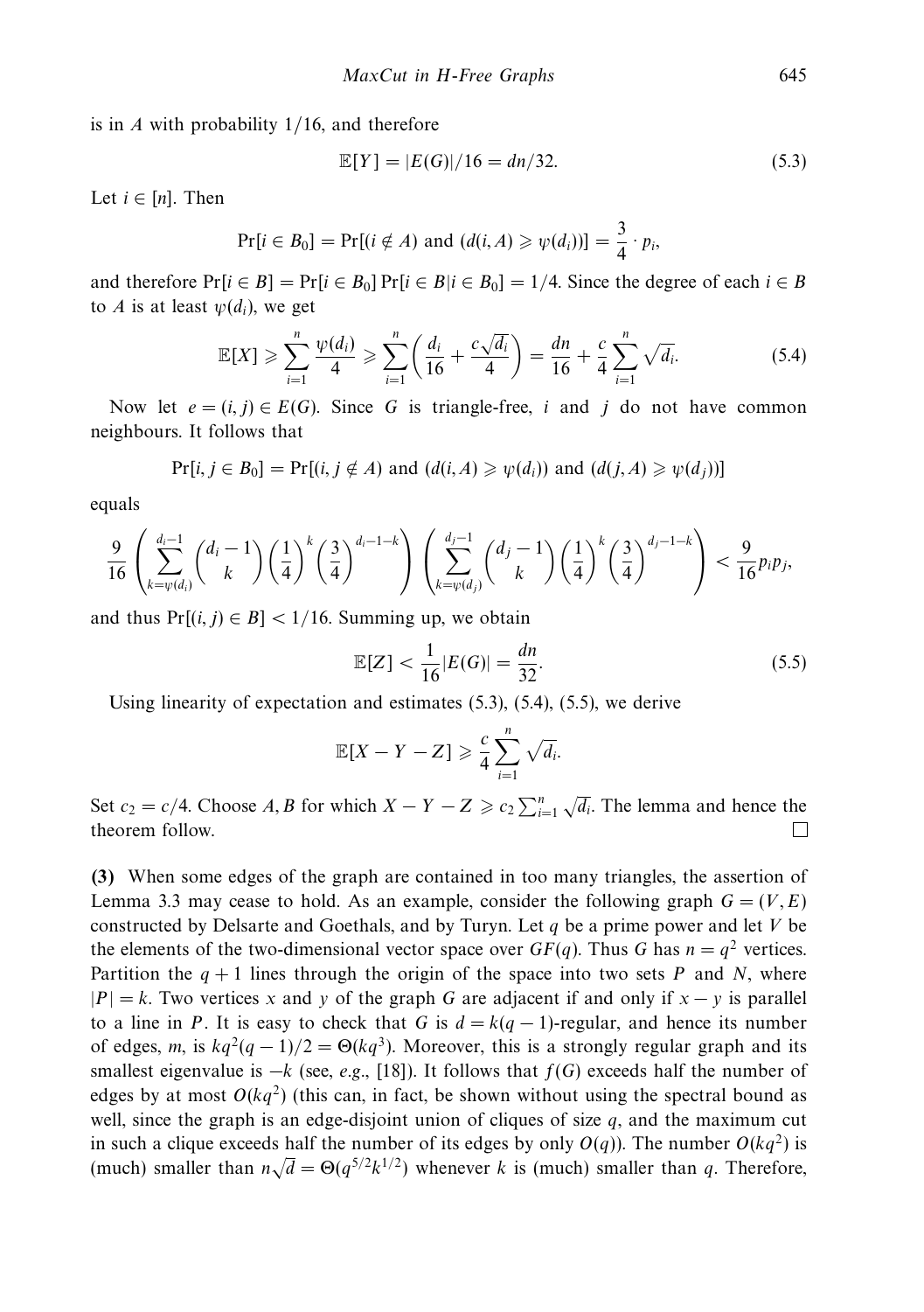is in $A$ with probability $1/16$, and therefore

$$\mathbb{E}[Y] = |E(G)|/16 = dn/32. \tag{5.3}$$

Let $i \in [n]$. Then

$$\Pr[i \in B_0] = \Pr[(i \notin A) \text{ and } (d(i,A) \geqslant \psi(d_i))] = \frac{3}{4} \cdot p_i,$$

and therefore $\Pr[i \in B] = \Pr[i \in B_0]\Pr[i \in B | i \in B_0] = 1/4$. Since the degree of each $i \in B$ to $A$ is at least $\psi(d_i)$, we get

$$\mathbb{E}[X] \geqslant \sum_{i=1}^{n} \frac{\psi(d_i)}{4} \geqslant \sum_{i=1}^{n} \left( \frac{d_i}{16} + \frac{c\sqrt{d_i}}{4} \right) = \frac{dn}{16} + \frac{c}{4} \sum_{i=1}^{n} \sqrt{d_i}. \tag{5.4}$$

Now let $e = (i, j) \in E(G)$. Since $G$ is triangle-free, $i$ and $j$ do not have common neighbours. It follows that

$$\Pr[i, j \in B_0] = \Pr[(i, j \notin A) \text{ and } (d(i,A) \geqslant \psi(d_i)) \text{ and } (d(j,A) \geqslant \psi(d_j))]$$

equals

$$\frac{9}{16} \left( \sum_{k=\psi(d_i)}^{d_i - 1} \binom{d_i - 1}{k} \left(\frac{1}{4}\right)^k \left(\frac{3}{4}\right)^{d_i - 1 - k} \right) \left( \sum_{k=\psi(d_j)}^{d_j - 1} \binom{d_j - 1}{k} \left(\frac{1}{4}\right)^k \left(\frac{3}{4}\right)^{d_j - 1 - k} \right) < \frac{9}{16} p_i p_j,$$

and thus $\Pr[(i, j) \in B] < 1/16$. Summing up, we obtain

$$\mathbb{E}[Z] < \frac{1}{16}|E(G)| = \frac{dn}{32}. \tag{5.5}$$

Using linearity of expectation and estimates (5.3), (5.4), (5.5), we derive

$$\mathbb{E}[X - Y - Z] \geqslant \frac{c}{4} \sum_{i=1}^{n} \sqrt{d_i}.$$

Set $c_2 = c/4$. Choose $A, B$ for which $X - Y - Z \geqslant c_2 \sum_{i=1}^{n} \sqrt{d_i}$. The lemma and hence the theorem follow. □

**(3)** When some edges of the graph are contained in too many triangles, the assertion of Lemma 3.3 may cease to hold. As an example, consider the following graph $G = (V, E)$ constructed by Delsarte and Goethals, and by Turyn. Let $q$ be a prime power and let $V$ be the elements of the two-dimensional vector space over $GF(q)$. Thus $G$ has $n = q^2$ vertices. Partition the $q + 1$ lines through the origin of the space into two sets $P$ and $N$, where $|P| = k$. Two vertices $x$ and $y$ of the graph $G$ are adjacent if and only if $x - y$ is parallel to a line in $P$. It is easy to check that $G$ is $d = k(q - 1)$-regular, and hence its number of edges, $m$, is $kq^2(q - 1)/2 = \Theta(kq^3)$. Moreover, this is a strongly regular graph and its smallest eigenvalue is $-k$ (see, *e.g.*, [18]). It follows that $f(G)$ exceeds half the number of edges by at most $O(kq^2)$ (this can, in fact, be shown without using the spectral bound as well, since the graph is an edge-disjoint union of cliques of size $q$, and the maximum cut in such a clique exceeds half the number of its edges by only $O(q)$). The number $O(kq^2)$ is (much) smaller than $n\sqrt{d} = \Theta(q^{5/2}k^{1/2})$ whenever $k$ is (much) smaller than $q$. Therefore,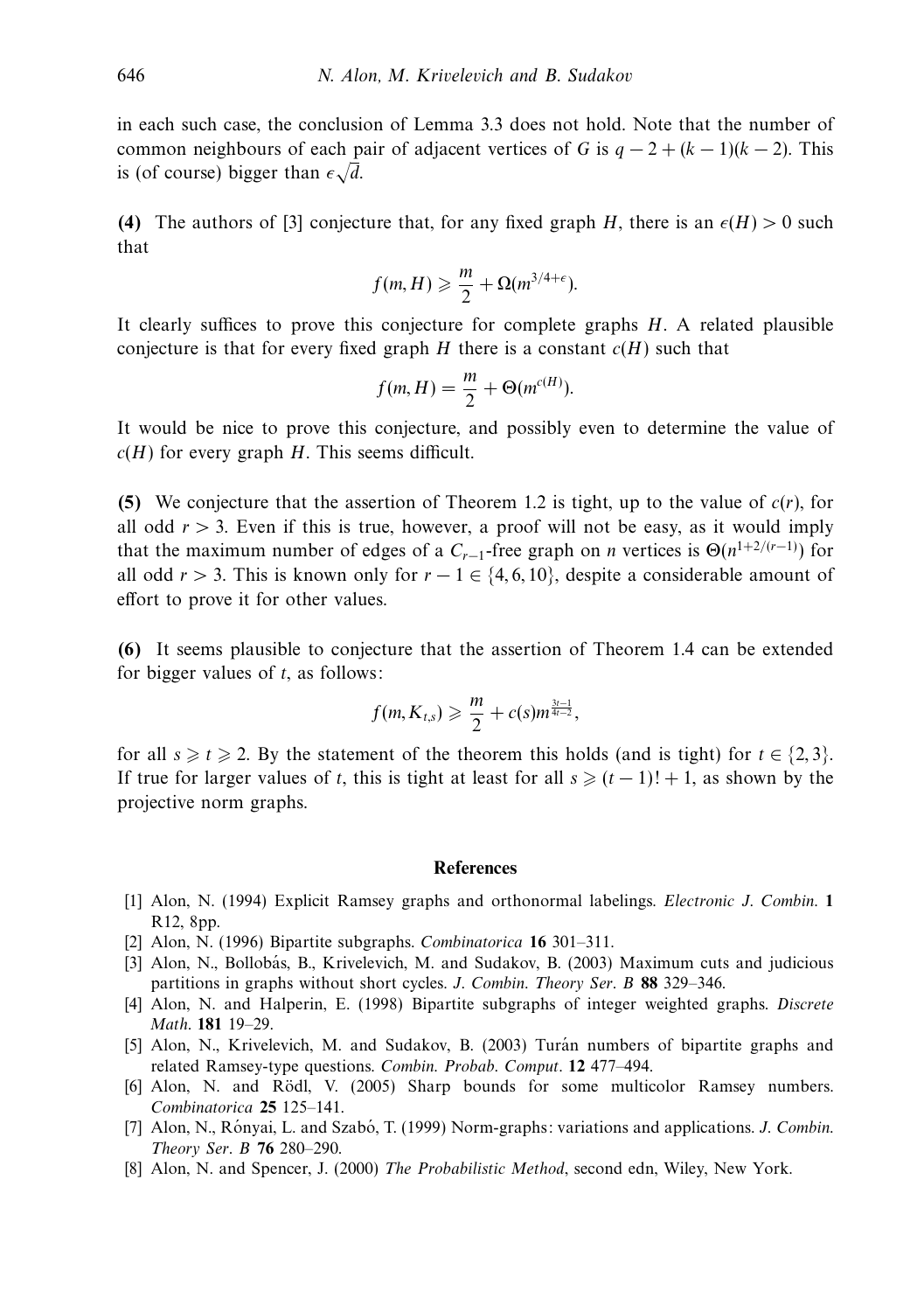in each such case, the conclusion of Lemma 3.3 does not hold. Note that the number of common neighbours of each pair of adjacent vertices of $G$ is $q-2+(k-1)(k-2)$. This is (of course) bigger than $\epsilon\sqrt{d}$.

**(4)** The authors of [3] conjecture that, for any fixed graph $H$, there is an $\epsilon(H) > 0$ such that

$$f(m, H) \geqslant \frac{m}{2} + \Omega(m^{3/4+\epsilon}).$$

It clearly suffices to prove this conjecture for complete graphs $H$. A related plausible conjecture is that for every fixed graph $H$ there is a constant $c(H)$ such that

$$f(m, H) = \frac{m}{2} + \Theta(m^{c(H)}).$$

It would be nice to prove this conjecture, and possibly even to determine the value of $c(H)$ for every graph $H$. This seems difficult.

**(5)** We conjecture that the assertion of Theorem 1.2 is tight, up to the value of $c(r)$, for all odd $r > 3$. Even if this is true, however, a proof will not be easy, as it would imply that the maximum number of edges of a $C_{r-1}$-free graph on $n$ vertices is $\Theta(n^{1+2/(r-1)})$ for all odd $r > 3$. This is known only for $r-1 \in \{4, 6, 10\}$, despite a considerable amount of effort to prove it for other values.

**(6)** It seems plausible to conjecture that the assertion of Theorem 1.4 can be extended for bigger values of $t$, as follows:

$$f(m, K_{t,s}) \geqslant \frac{m}{2} + c(s)m^{\frac{3t-1}{4t-2}},$$

for all $s \geqslant t \geqslant 2$. By the statement of the theorem this holds (and is tight) for $t \in \{2, 3\}$. If true for larger values of $t$, this is tight at least for all $s \geqslant (t-1)! + 1$, as shown by the projective norm graphs.

## References

[1] Alon, N. (1994) Explicit Ramsey graphs and orthonormal labelings. *Electronic J. Combin.* **1** R12, 8pp.

[2] Alon, N. (1996) Bipartite subgraphs. *Combinatorica* **16** 301–311.

[3] Alon, N., Bollobás, B., Krivelevich, M. and Sudakov, B. (2003) Maximum cuts and judicious partitions in graphs without short cycles. *J. Combin. Theory Ser. B* **88** 329–346.

[4] Alon, N. and Halperin, E. (1998) Bipartite subgraphs of integer weighted graphs. *Discrete Math.* **181** 19–29.

[5] Alon, N., Krivelevich, M. and Sudakov, B. (2003) Turán numbers of bipartite graphs and related Ramsey-type questions. *Combin. Probab. Comput.* **12** 477–494.

[6] Alon, N. and Rödl, V. (2005) Sharp bounds for some multicolor Ramsey numbers. *Combinatorica* **25** 125–141.

[7] Alon, N., Rónyai, L. and Szabó, T. (1999) Norm-graphs: variations and applications. *J. Combin. Theory Ser. B* **76** 280–290.

[8] Alon, N. and Spencer, J. (2000) *The Probabilistic Method*, second edn, Wiley, New York.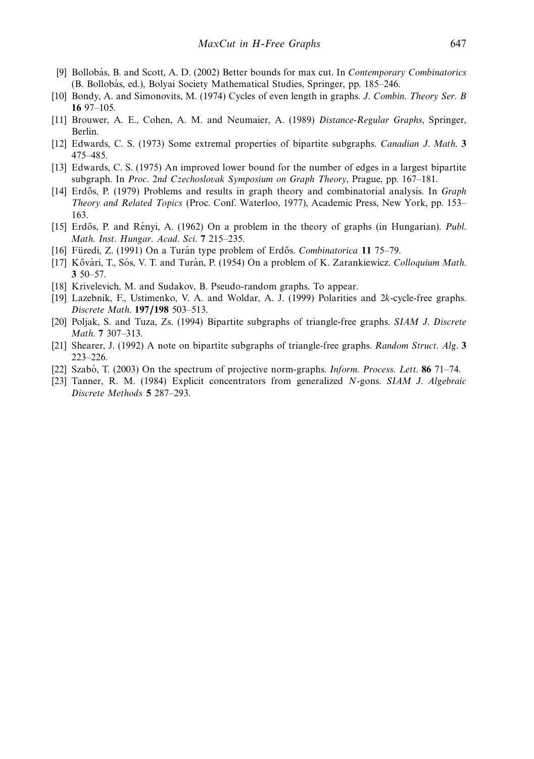[9] Bollobás, B. and Scott, A. D. (2002) Better bounds for max cut. In *Contemporary Combinatorics* (B. Bollobás, ed.), Bolyai Society Mathematical Studies, Springer, pp. 185–246.

[10] Bondy, A. and Simonovits, M. (1974) Cycles of even length in graphs. *J. Combin. Theory Ser. B* **16** 97–105.

[11] Brouwer, A. E., Cohen, A. M. and Neumaier, A. (1989) *Distance-Regular Graphs*, Springer, Berlin.

[12] Edwards, C. S. (1973) Some extremal properties of bipartite subgraphs. *Canadian J. Math.* **3** 475–485.

[13] Edwards, C. S. (1975) An improved lower bound for the number of edges in a largest bipartite subgraph. In *Proc. 2nd Czechoslovak Symposium on Graph Theory*, Prague, pp. 167–181.

[14] Erdős, P. (1979) Problems and results in graph theory and combinatorial analysis. In *Graph Theory and Related Topics* (Proc. Conf. Waterloo, 1977), Academic Press, New York, pp. 153–163.

[15] Erdős, P. and Rényi, A. (1962) On a problem in the theory of graphs (in Hungarian). *Publ. Math. Inst. Hungar. Acad. Sci.* **7** 215–235.

[16] Füredi, Z. (1991) On a Turán type problem of Erdős. *Combinatorica* **11** 75–79.

[17] Kővári, T., Sós, V. T. and Turán, P. (1954) On a problem of K. Zarankiewicz. *Colloquium Math.* **3** 50–57.

[18] Krivelevich, M. and Sudakov, B. Pseudo-random graphs. To appear.

[19] Lazebnik, F., Ustimenko, V. A. and Woldar, A. J. (1999) Polarities and $2k$-cycle-free graphs. *Discrete Math.* **197/198** 503–513.

[20] Poljak, S. and Tuza, Zs. (1994) Bipartite subgraphs of triangle-free graphs. *SIAM J. Discrete Math.* **7** 307–313.

[21] Shearer, J. (1992) A note on bipartite subgraphs of triangle-free graphs. *Random Struct. Alg.* **3** 223–226.

[22] Szabó, T. (2003) On the spectrum of projective norm-graphs. *Inform. Process. Lett.* **86** 71–74.

[23] Tanner, R. M. (1984) Explicit concentrators from generalized $N$-gons. *SIAM J. Algebraic Discrete Methods* **5** 287–293.